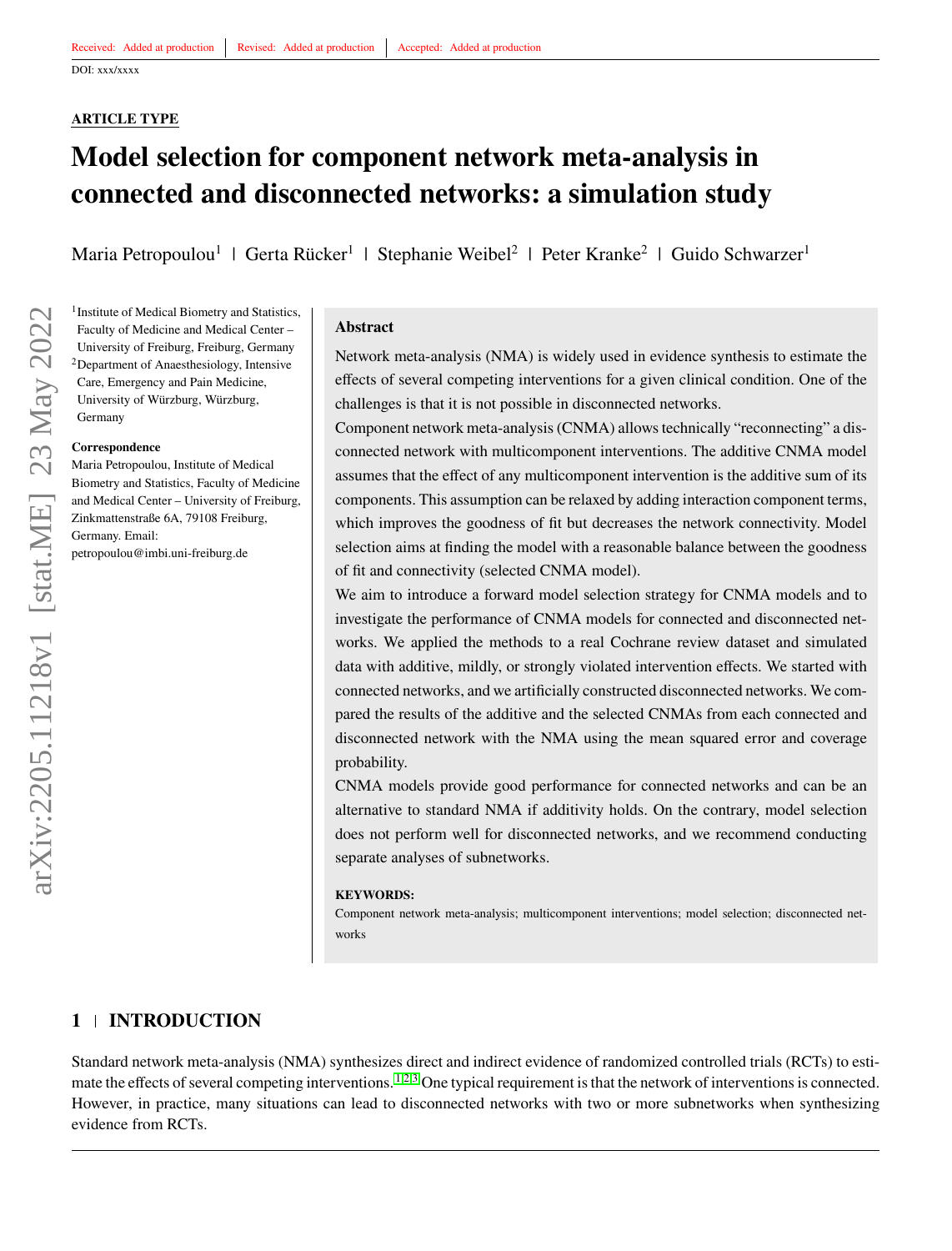Received: Added at production | Revised: Added at production | Accepted: Added at production

DOI: xxx/xxxx

**ARTICLE TYPE**

# Model selection for component network meta-analysis in connected and disconnected networks: a simulation study

Maria Petropoulou[1] | Gerta Rücker[1] | Stephanie Weibel[2] | Peter Kranke[2] | Guido Schwarzer[1]

[1]Institute of Medical Biometry and Statistics, Faculty of Medicine and Medical Center – University of Freiburg, Freiburg, Germany

[2]Department of Anaesthesiology, Intensive Care, Emergency and Pain Medicine, University of Würzburg, Würzburg, Germany

**Correspondence**

Maria Petropoulou, Institute of Medical Biometry and Statistics, Faculty of Medicine and Medical Center – University of Freiburg, Zinkmattenstraße 6A, 79108 Freiburg, Germany. Email: petropoulou@imbi.uni-freiburg.de

## Abstract

Network meta-analysis (NMA) is widely used in evidence synthesis to estimate the effects of several competing interventions for a given clinical condition. One of the challenges is that it is not possible in disconnected networks.

Component network meta-analysis (CNMA) allows technically "reconnecting" a disconnected network with multicomponent interventions. The additive CNMA model assumes that the effect of any multicomponent intervention is the additive sum of its components. This assumption can be relaxed by adding interaction component terms, which improves the goodness of fit but decreases the network connectivity. Model selection aims at finding the model with a reasonable balance between the goodness of fit and connectivity (selected CNMA model).

We aim to introduce a forward model selection strategy for CNMA models and to investigate the performance of CNMA models for connected and disconnected networks. We applied the methods to a real Cochrane review dataset and simulated data with additive, mildly, or strongly violated intervention effects. We started with connected networks, and we artificially constructed disconnected networks. We compared the results of the additive and the selected CNMAs from each connected and disconnected network with the NMA using the mean squared error and coverage probability.

CNMA models provide good performance for connected networks and can be an alternative to standard NMA if additivity holds. On the contrary, model selection does not perform well for disconnected networks, and we recommend conducting separate analyses of subnetworks.

**KEYWORDS:**

Component network meta-analysis; multicomponent interventions; model selection; disconnected networks

## 1 | INTRODUCTION

Standard network meta-analysis (NMA) synthesizes direct and indirect evidence of randomized controlled trials (RCTs) to estimate the effects of several competing interventions.[1,2,3] One typical requirement is that the network of interventions is connected. However, in practice, many situations can lead to disconnected networks with two or more subnetworks when synthesizing evidence from RCTs.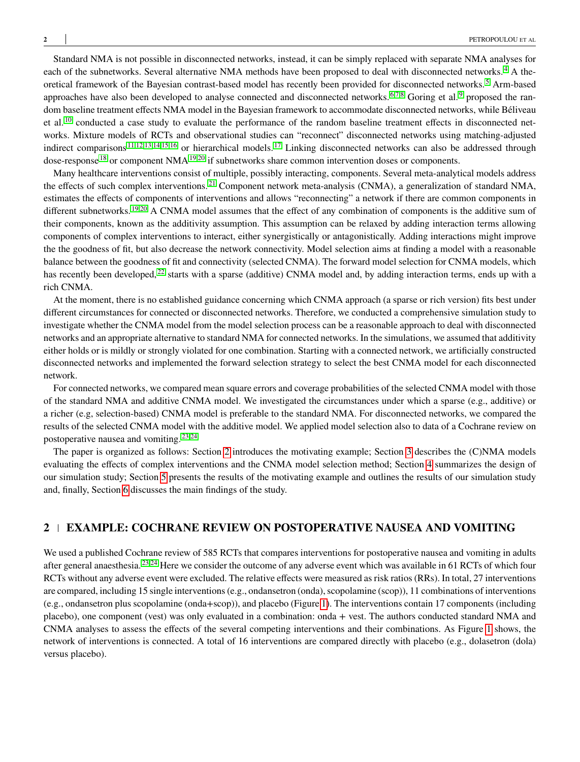Standard NMA is not possible in disconnected networks, instead, it can be simply replaced with separate NMA analyses for each of the subnetworks. Several alternative NMA methods have been proposed to deal with disconnected networks.[4] A theoretical framework of the Bayesian contrast-based model has recently been provided for disconnected networks.[5] Arm-based approaches have also been developed to analyse connected and disconnected networks.[6,7,8] Goring et al.[9] proposed the random baseline treatment effects NMA model in the Bayesian framework to accommodate disconnected networks, while Béliveau et al.[10] conducted a case study to evaluate the performance of the random baseline treatment effects in disconnected networks. Mixture models of RCTs and observational studies can "reconnect" disconnected networks using matching-adjusted indirect comparisons[11,12,13,14,15,16] or hierarchical models.[17] Linking disconnected networks can also be addressed through dose-response[18] or component NMA[19,20] if subnetworks share common intervention doses or components.

Many healthcare interventions consist of multiple, possibly interacting, components. Several meta-analytical models address the effects of such complex interventions.[21] Component network meta-analysis (CNMA), a generalization of standard NMA, estimates the effects of components of interventions and allows "reconnecting" a network if there are common components in different subnetworks.[19,20] A CNMA model assumes that the effect of any combination of components is the additive sum of their components, known as the additivity assumption. This assumption can be relaxed by adding interaction terms allowing components of complex interventions to interact, either synergistically or antagonistically. Adding interactions might improve the the goodness of fit, but also decrease the network connectivity. Model selection aims at finding a model with a reasonable balance between the goodness of fit and connectivity (selected CNMA). The forward model selection for CNMA models, which has recently been developed,[22] starts with a sparse (additive) CNMA model and, by adding interaction terms, ends up with a rich CNMA.

At the moment, there is no established guidance concerning which CNMA approach (a sparse or rich version) fits best under different circumstances for connected or disconnected networks. Therefore, we conducted a comprehensive simulation study to investigate whether the CNMA model from the model selection process can be a reasonable approach to deal with disconnected networks and an appropriate alternative to standard NMA for connected networks. In the simulations, we assumed that additivity either holds or is mildly or strongly violated for one combination. Starting with a connected network, we artificially constructed disconnected networks and implemented the forward selection strategy to select the best CNMA model for each disconnected network.

For connected networks, we compared mean square errors and coverage probabilities of the selected CNMA model with those of the standard NMA and additive CNMA model. We investigated the circumstances under which a sparse (e.g., additive) or a richer (e.g, selection-based) CNMA model is preferable to the standard NMA. For disconnected networks, we compared the results of the selected CNMA model with the additive model. We applied model selection also to data of a Cochrane review on postoperative nausea and vomiting.[23,24]

The paper is organized as follows: Section 2 introduces the motivating example; Section 3 describes the (C)NMA models evaluating the effects of complex interventions and the CNMA model selection method; Section 4 summarizes the design of our simulation study; Section 5 presents the results of the motivating example and outlines the results of our simulation study and, finally, Section 6 discusses the main findings of the study.

## 2 | EXAMPLE: COCHRANE REVIEW ON POSTOPERATIVE NAUSEA AND VOMITING

We used a published Cochrane review of 585 RCTs that compares interventions for postoperative nausea and vomiting in adults after general anaesthesia.[23,24] Here we consider the outcome of any adverse event which was available in 61 RCTs of which four RCTs without any adverse event were excluded. The relative effects were measured as risk ratios (RRs). In total, 27 interventions are compared, including 15 single interventions (e.g., ondansetron (onda), scopolamine (scop)), 11 combinations of interventions (e.g., ondansetron plus scopolamine (onda+scop)), and placebo (Figure 1). The interventions contain 17 components (including placebo), one component (vest) was only evaluated in a combination: onda + vest. The authors conducted standard NMA and CNMA analyses to assess the effects of the several competing interventions and their combinations. As Figure 1 shows, the network of interventions is connected. A total of 16 interventions are compared directly with placebo (e.g., dolasetron (dola) versus placebo).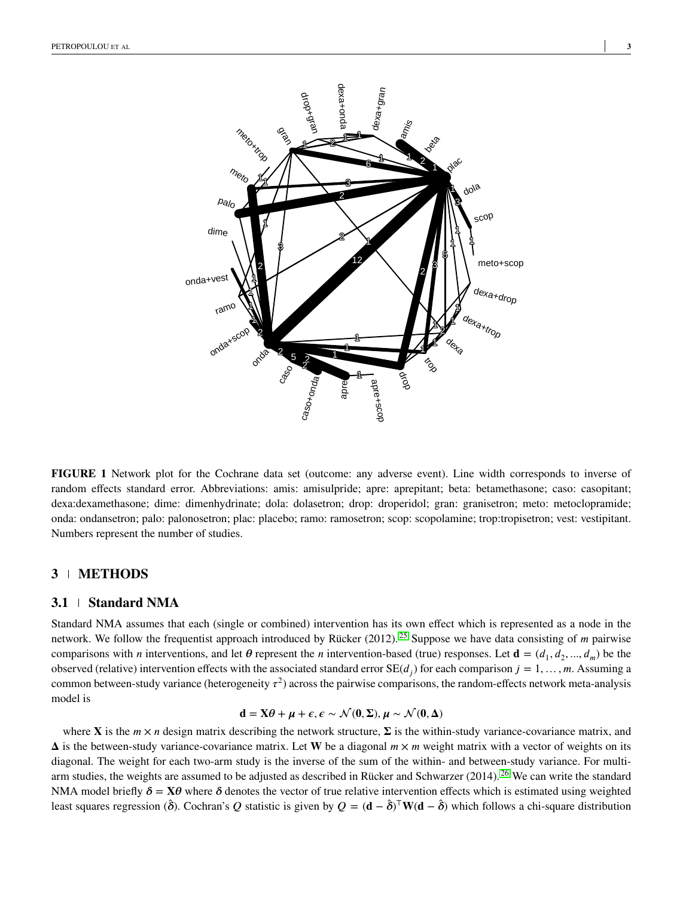**FIGURE 1** Network plot for the Cochrane data set (outcome: any adverse event). Line width corresponds to inverse of random effects standard error. Abbreviations: amis: amisulpride; apre: aprepitant; beta: betamethasone; caso: casopitant; dexa:dexamethasone; dime: dimenhydrinate; dola: dolasetron; drop: droperidol; gran: granisetron; meto: metoclopramide; onda: ondansetron; palo: palonosetron; plac: placebo; ramo: ramosetron; scop: scopolamine; trop:tropisetron; vest: vestipitant. Numbers represent the number of studies.

## 3 | METHODS

### 3.1 | Standard NMA

Standard NMA assumes that each (single or combined) intervention has its own effect which is represented as a node in the network. We follow the frequentist approach introduced by Rücker (2012).[25] Suppose we have data consisting of $m$ pairwise comparisons with $n$ interventions, and let $\theta$ represent the $n$ intervention-based (true) responses. Let $\mathbf{d} = (d_1, d_2, ..., d_m)$ be the observed (relative) intervention effects with the associated standard error $\mathrm{SE}(d_j)$ for each comparison $j = 1, \dots, m$. Assuming a common between-study variance (heterogeneity $\tau^2$) across the pairwise comparisons, the random-effects network meta-analysis model is

$$\mathbf{d} = \mathbf{X}\theta + \boldsymbol{\mu} + \epsilon, \epsilon \sim \mathcal{N}(\mathbf{0}, \boldsymbol{\Sigma}), \boldsymbol{\mu} \sim \mathcal{N}(\mathbf{0}, \boldsymbol{\Delta})$$

where $\mathbf{X}$ is the $m \times n$ design matrix describing the network structure, $\boldsymbol{\Sigma}$ is the within-study variance-covariance matrix, and $\boldsymbol{\Delta}$ is the between-study variance-covariance matrix. Let $\mathbf{W}$ be a diagonal $m \times m$ weight matrix with a vector of weights on its diagonal. The weight for each two-arm study is the inverse of the sum of the within- and between-study variance. For multi-arm studies, the weights are assumed to be adjusted as described in Rücker and Schwarzer (2014).[26] We can write the standard NMA model briefly $\boldsymbol{\delta} = \mathbf{X}\theta$ where $\boldsymbol{\delta}$ denotes the vector of true relative intervention effects which is estimated using weighted least squares regression ($\hat{\boldsymbol{\delta}}$). Cochran's $Q$ statistic is given by $Q = (\mathbf{d} - \hat{\boldsymbol{\delta}})^\top \mathbf{W}(\mathbf{d} - \hat{\boldsymbol{\delta}})$ which follows a chi-square distribution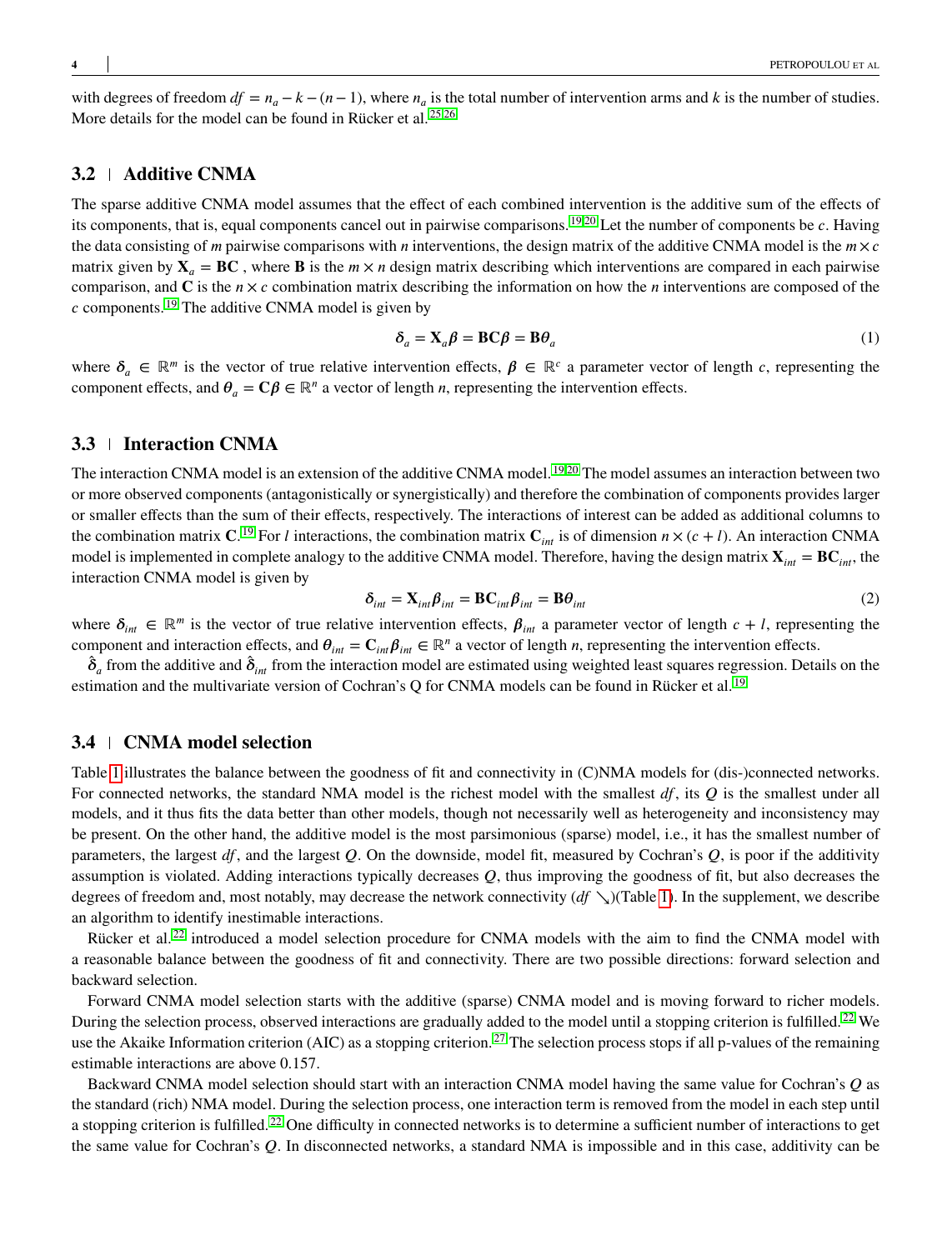with degrees of freedom $df = n_a - k - (n-1)$, where $n_a$ is the total number of intervention arms and $k$ is the number of studies. More details for the model can be found in Rücker et al.[25,26]

### 3.2 | Additive CNMA

The sparse additive CNMA model assumes that the effect of each combined intervention is the additive sum of the effects of its components, that is, equal components cancel out in pairwise comparisons.[19,20] Let the number of components be $c$. Having the data consisting of $m$ pairwise comparisons with $n$ interventions, the design matrix of the additive CNMA model is the $m \times c$ matrix given by $\mathbf{X}_a = \mathbf{BC}$ , where $\mathbf{B}$ is the $m \times n$ design matrix describing which interventions are compared in each pairwise comparison, and $\mathbf{C}$ is the $n \times c$ combination matrix describing the information on how the $n$ interventions are composed of the $c$ components.[19] The additive CNMA model is given by

$$\boldsymbol{\delta}_a = \mathbf{X}_a \boldsymbol{\beta} = \mathbf{BC}\boldsymbol{\beta} = \mathbf{B}\boldsymbol{\theta}_a \tag{1}$$

where $\boldsymbol{\delta}_a \in \mathbb{R}^m$ is the vector of true relative intervention effects, $\boldsymbol{\beta} \in \mathbb{R}^c$ a parameter vector of length $c$, representing the component effects, and $\boldsymbol{\theta}_a = \mathbf{C}\boldsymbol{\beta} \in \mathbb{R}^n$ a vector of length $n$, representing the intervention effects.

### 3.3 | Interaction CNMA

The interaction CNMA model is an extension of the additive CNMA model.[19,20] The model assumes an interaction between two or more observed components (antagonistically or synergistically) and therefore the combination of components provides larger or smaller effects than the sum of their effects, respectively. The interactions of interest can be added as additional columns to the combination matrix $\mathbf{C}$.[19] For $l$ interactions, the combination matrix $\mathbf{C}_{int}$ is of dimension $n \times (c + l)$. An interaction CNMA model is implemented in complete analogy to the additive CNMA model. Therefore, having the design matrix $\mathbf{X}_{int} = \mathbf{BC}_{int}$, the interaction CNMA model is given by

$$\boldsymbol{\delta}_{int} = \mathbf{X}_{int} \boldsymbol{\beta}_{int} = \mathbf{BC}_{int}\boldsymbol{\beta}_{int} = \mathbf{B}\boldsymbol{\theta}_{int} \tag{2}$$

where $\boldsymbol{\delta}_{int} \in \mathbb{R}^m$ is the vector of true relative intervention effects, $\boldsymbol{\beta}_{int}$ a parameter vector of length $c + l$, representing the component and interaction effects, and $\boldsymbol{\theta}_{int} = \mathbf{C}_{int}\boldsymbol{\beta}_{int} \in \mathbb{R}^n$ a vector of length $n$, representing the intervention effects.

$\hat{\boldsymbol{\delta}}_a$ from the additive and $\hat{\boldsymbol{\delta}}_{int}$ from the interaction model are estimated using weighted least squares regression. Details on the estimation and the multivariate version of Cochran's Q for CNMA models can be found in Rücker et al.[19]

### 3.4 | CNMA model selection

Table 1 illustrates the balance between the goodness of fit and connectivity in (C)NMA models for (dis-)connected networks. For connected networks, the standard NMA model is the richest model with the smallest $df$, its $Q$ is the smallest under all models, and it thus fits the data better than other models, though not necessarily well as heterogeneity and inconsistency may be present. On the other hand, the additive model is the most parsimonious (sparse) model, i.e., it has the smallest number of parameters, the largest $df$, and the largest $Q$. On the downside, model fit, measured by Cochran's $Q$, is poor if the additivity assumption is violated. Adding interactions typically decreases $Q$, thus improving the goodness of fit, but also decreases the degrees of freedom and, most notably, may decrease the network connectivity ($df \searrow$)(Table 1). In the supplement, we describe an algorithm to identify inestimable interactions.

Rücker et al.[22] introduced a model selection procedure for CNMA models with the aim to find the CNMA model with a reasonable balance between the goodness of fit and connectivity. There are two possible directions: forward selection and backward selection.

Forward CNMA model selection starts with the additive (sparse) CNMA model and is moving forward to richer models. During the selection process, observed interactions are gradually added to the model until a stopping criterion is fulfilled.[22] We use the Akaike Information criterion (AIC) as a stopping criterion.[27] The selection process stops if all p-values of the remaining estimable interactions are above 0.157.

Backward CNMA model selection should start with an interaction CNMA model having the same value for Cochran's $Q$ as the standard (rich) NMA model. During the selection process, one interaction term is removed from the model in each step until a stopping criterion is fulfilled.[22] One difficulty in connected networks is to determine a sufficient number of interactions to get the same value for Cochran's $Q$. In disconnected networks, a standard NMA is impossible and in this case, additivity can be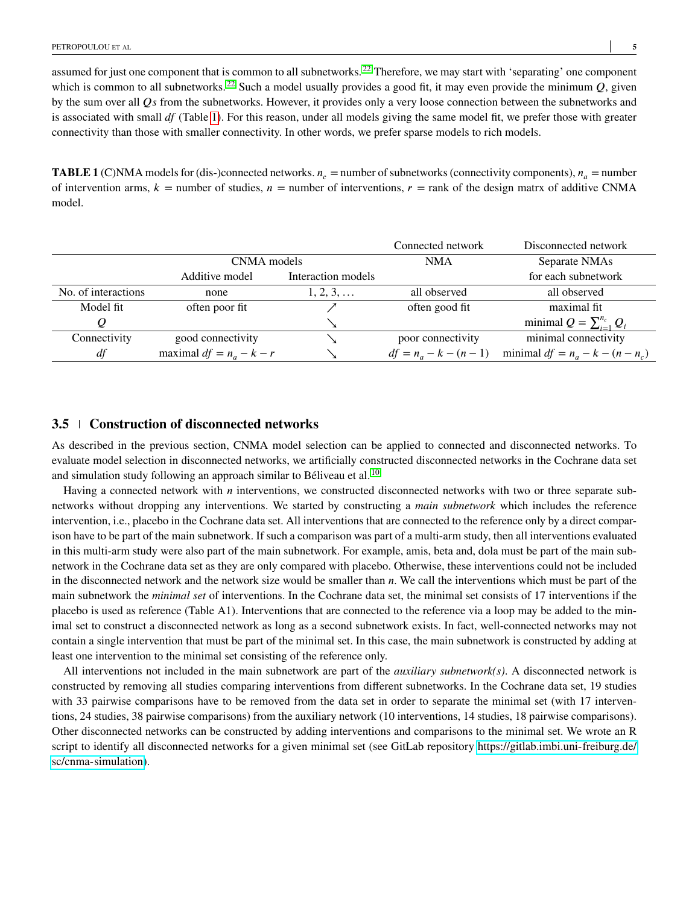assumed for just one component that is common to all subnetworks.[22] Therefore, we may start with 'separating' one component which is common to all subnetworks.[22] Such a model usually provides a good fit, it may even provide the minimum $Q$, given by the sum over all $Q$s from the subnetworks. However, it provides only a very loose connection between the subnetworks and is associated with small $df$ (Table 1). For this reason, under all models giving the same model fit, we prefer those with greater connectivity than those with smaller connectivity. In other words, we prefer sparse models to rich models.

**TABLE 1** (C)NMA models for (dis-)connected networks. $n_c$ = number of subnetworks (connectivity components), $n_a$ = number of intervention arms, $k$ = number of studies, $n$ = number of interventions, $r$ = rank of the design matrx of additive CNMA model.

| | | | Connected network | Disconnected network |
|---|---|---|---|---|
| | CNMA models | | NMA | Separate NMAs |
| | Additive model | Interaction models | | for each subnetwork |
| No. of interactions | none | 1, 2, 3, … | all observed | all observed |
| Model fit | often poor fit | ↗ | often good fit | maximal fit |
| $Q$ | | ↘ | | minimal $Q = \sum_{i=1}^{n_c} Q_i$ |
| Connectivity | good connectivity | ↘ | poor connectivity | minimal connectivity |
| $df$ | maximal $df = n_a - k - r$ | ↘ | $df = n_a - k - (n-1)$ | minimal $df = n_a - k - (n - n_c)$ |

## 3.5 Construction of disconnected networks

As described in the previous section, CNMA model selection can be applied to connected and disconnected networks. To evaluate model selection in disconnected networks, we artificially constructed disconnected networks in the Cochrane data set and simulation study following an approach similar to Béliveau et al.[10]

Having a connected network with $n$ interventions, we constructed disconnected networks with two or three separate subnetworks without dropping any interventions. We started by constructing a *main subnetwork* which includes the reference intervention, i.e., placebo in the Cochrane data set. All interventions that are connected to the reference only by a direct comparison have to be part of the main subnetwork. If such a comparison was part of a multi-arm study, then all interventions evaluated in this multi-arm study were also part of the main subnetwork. For example, amis, beta and, dola must be part of the main subnetwork in the Cochrane data set as they are only compared with placebo. Otherwise, these interventions could not be included in the disconnected network and the network size would be smaller than $n$. We call the interventions which must be part of the main subnetwork the *minimal set* of interventions. In the Cochrane data set, the minimal set consists of 17 interventions if the placebo is used as reference (Table A1). Interventions that are connected to the reference via a loop may be added to the minimal set to construct a disconnected network as long as a second subnetwork exists. In fact, well-connected networks may not contain a single intervention that must be part of the minimal set. In this case, the main subnetwork is constructed by adding at least one intervention to the minimal set consisting of the reference only.

All interventions not included in the main subnetwork are part of the *auxiliary subnetwork(s)*. A disconnected network is constructed by removing all studies comparing interventions from different subnetworks. In the Cochrane data set, 19 studies with 33 pairwise comparisons have to be removed from the data set in order to separate the minimal set (with 17 interventions, 24 studies, 38 pairwise comparisons) from the auxiliary network (10 interventions, 14 studies, 18 pairwise comparisons). Other disconnected networks can be constructed by adding interventions and comparisons to the minimal set. We wrote an R script to identify all disconnected networks for a given minimal set (see GitLab repository https://gitlab.imbi.uni-freiburg.de/sc/cnma-simulation).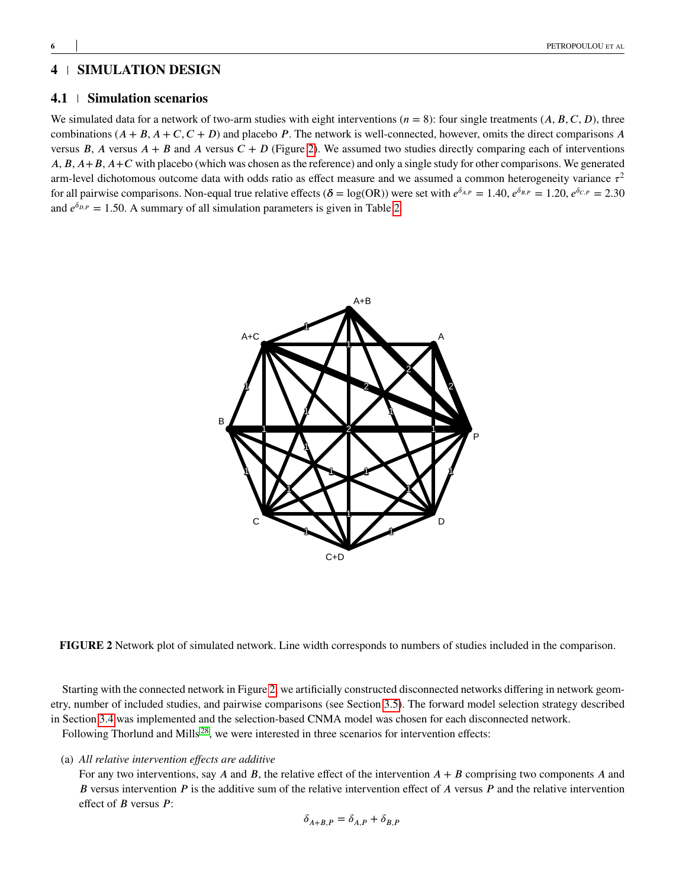## 4 | SIMULATION DESIGN

### 4.1 | Simulation scenarios

We simulated data for a network of two-arm studies with eight interventions ($n = 8$): four single treatments ($A, B, C, D$), three combinations ($A + B, A + C, C + D$) and placebo $P$. The network is well-connected, however, omits the direct comparisons $A$ versus $B$, $A$ versus $A + B$ and $A$ versus $C + D$ (Figure 2). We assumed two studies directly comparing each of interventions $A$, $B$, $A+B$, $A+C$ with placebo (which was chosen as the reference) and only a single study for other comparisons. We generated arm-level dichotomous outcome data with odds ratio as effect measure and we assumed a common heterogeneity variance $\tau^2$ for all pairwise comparisons. Non-equal true relative effects ($\boldsymbol{\delta} = \log(\text{OR})$) were set with $e^{\delta_{A,P}} = 1.40$, $e^{\delta_{B,P}} = 1.20$, $e^{\delta_{C,P}} = 2.30$ and $e^{\delta_{D,P}} = 1.50$. A summary of all simulation parameters is given in Table 2.

**FIGURE 2** Network plot of simulated network. Line width corresponds to numbers of studies included in the comparison.

Starting with the connected network in Figure 2, we artificially constructed disconnected networks differing in network geometry, number of included studies, and pairwise comparisons (see Section 3.5). The forward model selection strategy described in Section 3.4 was implemented and the selection-based CNMA model was chosen for each disconnected network.

Following Thorlund and Mills[28], we were interested in three scenarios for intervention effects:

(a) *All relative intervention effects are additive*

For any two interventions, say $A$ and $B$, the relative effect of the intervention $A + B$ comprising two components $A$ and $B$ versus intervention $P$ is the additive sum of the relative intervention effect of $A$ versus $P$ and the relative intervention effect of $B$ versus $P$:

$$\delta_{A+B,P} = \delta_{A,P} + \delta_{B,P}$$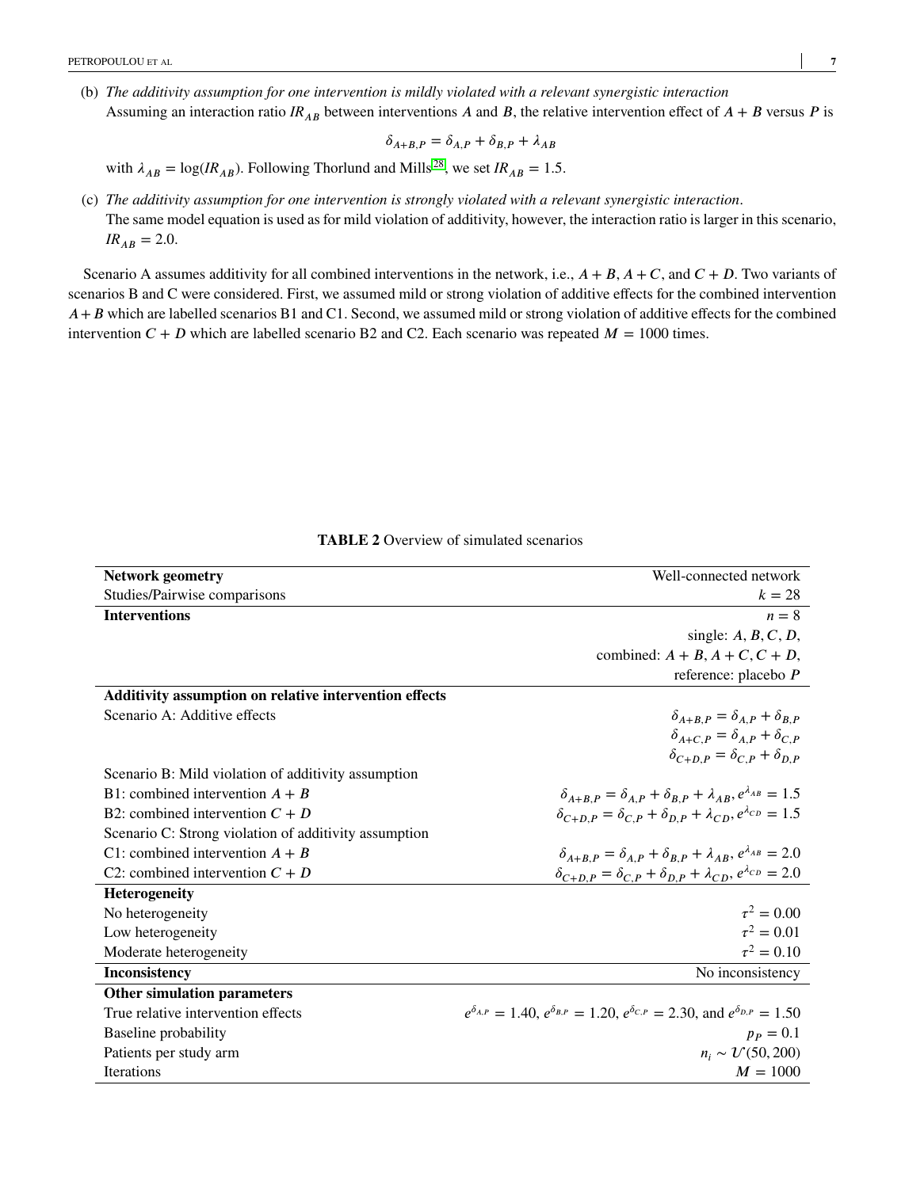(b) *The additivity assumption for one intervention is mildly violated with a relevant synergistic interaction*
Assuming an interaction ratio $IR_{AB}$ between interventions $A$ and $B$, the relative intervention effect of $A + B$ versus $P$ is

$$\delta_{A+B,P} = \delta_{A,P} + \delta_{B,P} + \lambda_{AB}$$

with $\lambda_{AB} = \log(IR_{AB})$. Following Thorlund and Mills[28], we set $IR_{AB} = 1.5$.

(c) *The additivity assumption for one intervention is strongly violated with a relevant synergistic interaction*.
The same model equation is used as for mild violation of additivity, however, the interaction ratio is larger in this scenario, $IR_{AB} = 2.0$.

Scenario A assumes additivity for all combined interventions in the network, i.e., $A + B$, $A + C$, and $C + D$. Two variants of scenarios B and C were considered. First, we assumed mild or strong violation of additive effects for the combined intervention $A + B$ which are labelled scenarios B1 and C1. Second, we assumed mild or strong violation of additive effects for the combined intervention $C + D$ which are labelled scenario B2 and C2. Each scenario was repeated $M = 1000$ times.

**TABLE 2** Overview of simulated scenarios

| | |
|---|---|
| **Network geometry** | Well-connected network |
| Studies/Pairwise comparisons | $k = 28$ |
| **Interventions** | $n = 8$ |
| | single: $A, B, C, D$, |
| | combined: $A + B, A + C, C + D$, |
| | reference: placebo $P$ |
| **Additivity assumption on relative intervention effects** | |
| Scenario A: Additive effects | $\delta_{A+B,P} = \delta_{A,P} + \delta_{B,P}$ |
| | $\delta_{A+C,P} = \delta_{A,P} + \delta_{C,P}$ |
| | $\delta_{C+D,P} = \delta_{C,P} + \delta_{D,P}$ |
| Scenario B: Mild violation of additivity assumption | |
| B1: combined intervention $A + B$ | $\delta_{A+B,P} = \delta_{A,P} + \delta_{B,P} + \lambda_{AB}, e^{\lambda_{AB}} = 1.5$ |
| B2: combined intervention $C + D$ | $\delta_{C+D,P} = \delta_{C,P} + \delta_{D,P} + \lambda_{CD}, e^{\lambda_{CD}} = 1.5$ |
| Scenario C: Strong violation of additivity assumption | |
| C1: combined intervention $A + B$ | $\delta_{A+B,P} = \delta_{A,P} + \delta_{B,P} + \lambda_{AB}, e^{\lambda_{AB}} = 2.0$ |
| C2: combined intervention $C + D$ | $\delta_{C+D,P} = \delta_{C,P} + \delta_{D,P} + \lambda_{CD}, e^{\lambda_{CD}} = 2.0$ |
| **Heterogeneity** | |
| No heterogeneity | $\tau^2 = 0.00$ |
| Low heterogeneity | $\tau^2 = 0.01$ |
| Moderate heterogeneity | $\tau^2 = 0.10$ |
| **Inconsistency** | No inconsistency |
| **Other simulation parameters** | |
| True relative intervention effects | $e^{\delta_{A,P}} = 1.40$, $e^{\delta_{B,P}} = 1.20$, $e^{\delta_{C,P}} = 2.30$, and $e^{\delta_{D,P}} = 1.50$ |
| Baseline probability | $p_P = 0.1$ |
| Patients per study arm | $n_i \sim \mathcal{U}(50, 200)$ |
| Iterations | $M = 1000$ |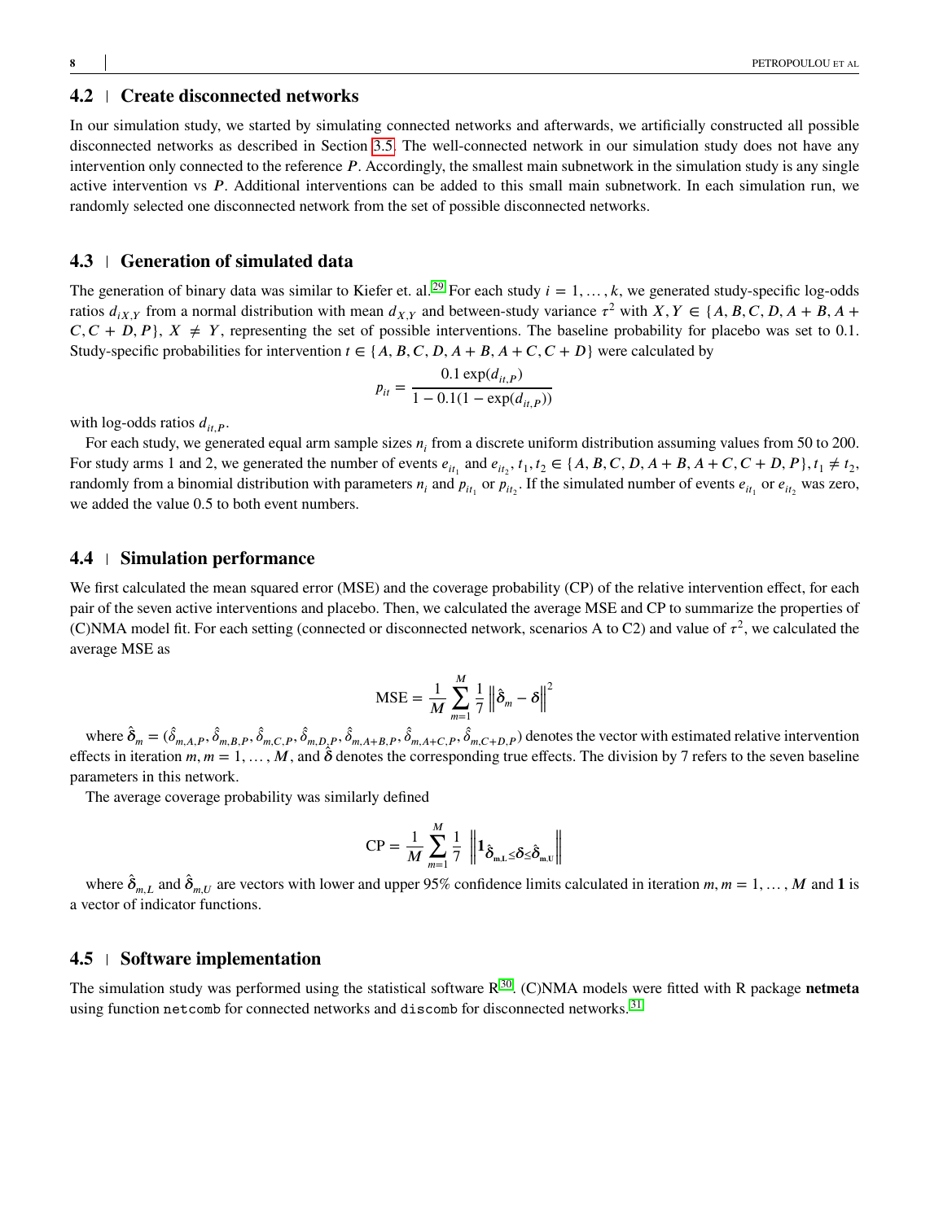## 4.2 Create disconnected networks

In our simulation study, we started by simulating connected networks and afterwards, we artificially constructed all possible disconnected networks as described in Section 3.5. The well-connected network in our simulation study does not have any intervention only connected to the reference $P$. Accordingly, the smallest main subnetwork in the simulation study is any single active intervention vs $P$. Additional interventions can be added to this small main subnetwork. In each simulation run, we randomly selected one disconnected network from the set of possible disconnected networks.

## 4.3 Generation of simulated data

The generation of binary data was similar to Kiefer et. al.[29] For each study $i = 1, \dots, k$, we generated study-specific log-odds ratios $d_{iX,Y}$ from a normal distribution with mean $d_{X,Y}$ and between-study variance $\tau^2$ with $X, Y \in \{A, B, C, D, A+B, A+C, C+D, P\}$, $X \neq Y$, representing the set of possible interventions. The baseline probability for placebo was set to 0.1. Study-specific probabilities for intervention $t \in \{A, B, C, D, A+B, A+C, C+D\}$ were calculated by

$$p_{it} = \frac{0.1 \exp(d_{it,P})}{1 - 0.1(1 - \exp(d_{it,P}))}$$

with log-odds ratios $d_{it,P}$.

For each study, we generated equal arm sample sizes $n_i$ from a discrete uniform distribution assuming values from 50 to 200. For study arms 1 and 2, we generated the number of events $e_{it_1}$ and $e_{it_2}$, $t_1, t_2 \in \{A, B, C, D, A+B, A+C, C+D, P\}, t_1 \neq t_2$, randomly from a binomial distribution with parameters $n_i$ and $p_{it_1}$ or $p_{it_2}$. If the simulated number of events $e_{it_1}$ or $e_{it_2}$ was zero, we added the value 0.5 to both event numbers.

## 4.4 Simulation performance

We first calculated the mean squared error (MSE) and the coverage probability (CP) of the relative intervention effect, for each pair of the seven active interventions and placebo. Then, we calculated the average MSE and CP to summarize the properties of (C)NMA model fit. For each setting (connected or disconnected network, scenarios A to C2) and value of $\tau^2$, we calculated the average MSE as

$$\text{MSE} = \frac{1}{M} \sum_{m=1}^{M} \frac{1}{7} \left\| \hat{\boldsymbol{\delta}}_m - \boldsymbol{\delta} \right\|^2$$

where $\hat{\boldsymbol{\delta}}_m = (\hat{\delta}_{m,A,P}, \hat{\delta}_{m,B,P}, \hat{\delta}_{m,C,P}, \hat{\delta}_{m,D,P}, \hat{\delta}_{m,A+B,P}, \hat{\delta}_{m,A+C,P}, \hat{\delta}_{m,C+D,P})$ denotes the vector with estimated relative intervention effects in iteration $m, m = 1, \dots, M$, and $\hat{\boldsymbol{\delta}}$ denotes the corresponding true effects. The division by 7 refers to the seven baseline parameters in this network.

The average coverage probability was similarly defined

$$\text{CP} = \frac{1}{M} \sum_{m=1}^{M} \frac{1}{7} \left\| \mathbf{1}_{\hat{\boldsymbol{\delta}}_{m,L} \leq \boldsymbol{\delta} \leq \hat{\boldsymbol{\delta}}_{m,U}} \right\|$$

where $\hat{\boldsymbol{\delta}}_{m,L}$ and $\hat{\boldsymbol{\delta}}_{m,U}$ are vectors with lower and upper 95% confidence limits calculated in iteration $m, m = 1, \dots, M$ and $\mathbf{1}$ is a vector of indicator functions.

## 4.5 Software implementation

The simulation study was performed using the statistical software R[30]. (C)NMA models were fitted with R package **netmeta** using function `netcomb` for connected networks and `discomb` for disconnected networks.[31]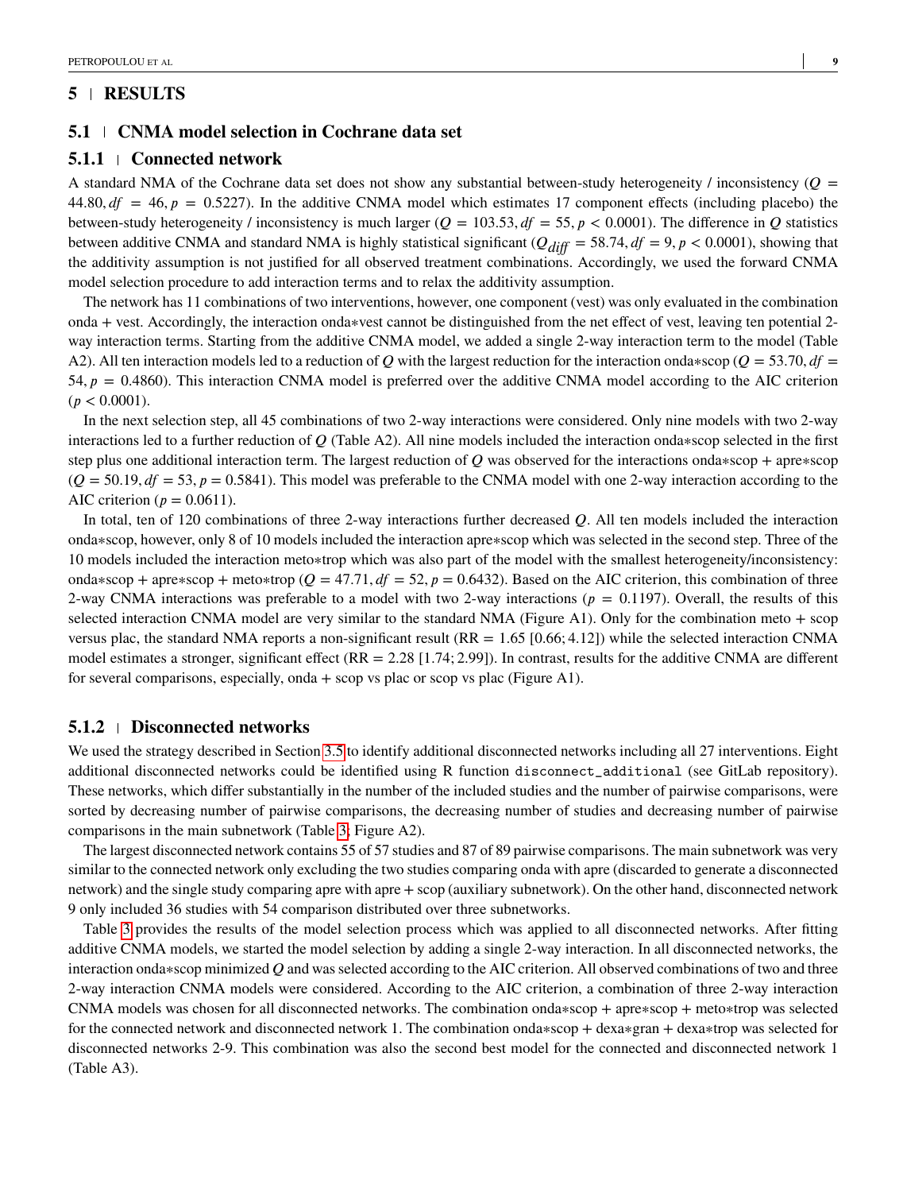## 5 | RESULTS

### 5.1 | CNMA model selection in Cochrane data set

#### 5.1.1 | Connected network

A standard NMA of the Cochrane data set does not show any substantial between-study heterogeneity / inconsistency ($Q = 44.80, df = 46, p = 0.5227$). In the additive CNMA model which estimates 17 component effects (including placebo) the between-study heterogeneity / inconsistency is much larger ($Q = 103.53, df = 55, p < 0.0001$). The difference in $Q$ statistics between additive CNMA and standard NMA is highly statistical significant ($Q_{diff} = 58.74, df = 9, p < 0.0001$), showing that the additivity assumption is not justified for all observed treatment combinations. Accordingly, we used the forward CNMA model selection procedure to add interaction terms and to relax the additivity assumption.

The network has 11 combinations of two interventions, however, one component (vest) was only evaluated in the combination onda + vest. Accordingly, the interaction onda∗vest cannot be distinguished from the net effect of vest, leaving ten potential 2-way interaction terms. Starting from the additive CNMA model, we added a single 2-way interaction term to the model (Table A2). All ten interaction models led to a reduction of $Q$ with the largest reduction for the interaction onda∗scop ($Q = 53.70, df = 54, p = 0.4860$). This interaction CNMA model is preferred over the additive CNMA model according to the AIC criterion ($p < 0.0001$).

In the next selection step, all 45 combinations of two 2-way interactions were considered. Only nine models with two 2-way interactions led to a further reduction of $Q$ (Table A2). All nine models included the interaction onda∗scop selected in the first step plus one additional interaction term. The largest reduction of $Q$ was observed for the interactions onda∗scop + apre∗scop ($Q = 50.19, df = 53, p = 0.5841$). This model was preferable to the CNMA model with one 2-way interaction according to the AIC criterion ($p = 0.0611$).

In total, ten of 120 combinations of three 2-way interactions further decreased $Q$. All ten models included the interaction onda∗scop, however, only 8 of 10 models included the interaction apre∗scop which was selected in the second step. Three of the 10 models included the interaction meto∗trop which was also part of the model with the smallest heterogeneity/inconsistency: onda∗scop + apre∗scop + meto∗trop ($Q = 47.71, df = 52, p = 0.6432$). Based on the AIC criterion, this combination of three 2-way CNMA interactions was preferable to a model with two 2-way interactions ($p = 0.1197$). Overall, the results of this selected interaction CNMA model are very similar to the standard NMA (Figure A1). Only for the combination meto + scop versus plac, the standard NMA reports a non-significant result (RR = 1.65 [0.66; 4.12]) while the selected interaction CNMA model estimates a stronger, significant effect (RR = 2.28 [1.74; 2.99]). In contrast, results for the additive CNMA are different for several comparisons, especially, onda + scop vs plac or scop vs plac (Figure A1).

#### 5.1.2 | Disconnected networks

We used the strategy described in Section 3.5 to identify additional disconnected networks including all 27 interventions. Eight additional disconnected networks could be identified using R function `disconnect_additional` (see GitLab repository). These networks, which differ substantially in the number of the included studies and the number of pairwise comparisons, were sorted by decreasing number of pairwise comparisons, the decreasing number of studies and decreasing number of pairwise comparisons in the main subnetwork (Table 3; Figure A2).

The largest disconnected network contains 55 of 57 studies and 87 of 89 pairwise comparisons. The main subnetwork was very similar to the connected network only excluding the two studies comparing onda with apre (discarded to generate a disconnected network) and the single study comparing apre with apre + scop (auxiliary subnetwork). On the other hand, disconnected network 9 only included 36 studies with 54 comparison distributed over three subnetworks.

Table 3 provides the results of the model selection process which was applied to all disconnected networks. After fitting additive CNMA models, we started the model selection by adding a single 2-way interaction. In all disconnected networks, the interaction onda∗scop minimized $Q$ and was selected according to the AIC criterion. All observed combinations of two and three 2-way interaction CNMA models were considered. According to the AIC criterion, a combination of three 2-way interaction CNMA models was chosen for all disconnected networks. The combination onda∗scop + apre∗scop + meto∗trop was selected for the connected network and disconnected network 1. The combination onda∗scop + dexa∗gran + dexa∗trop was selected for disconnected networks 2-9. This combination was also the second best model for the connected and disconnected network 1 (Table A3).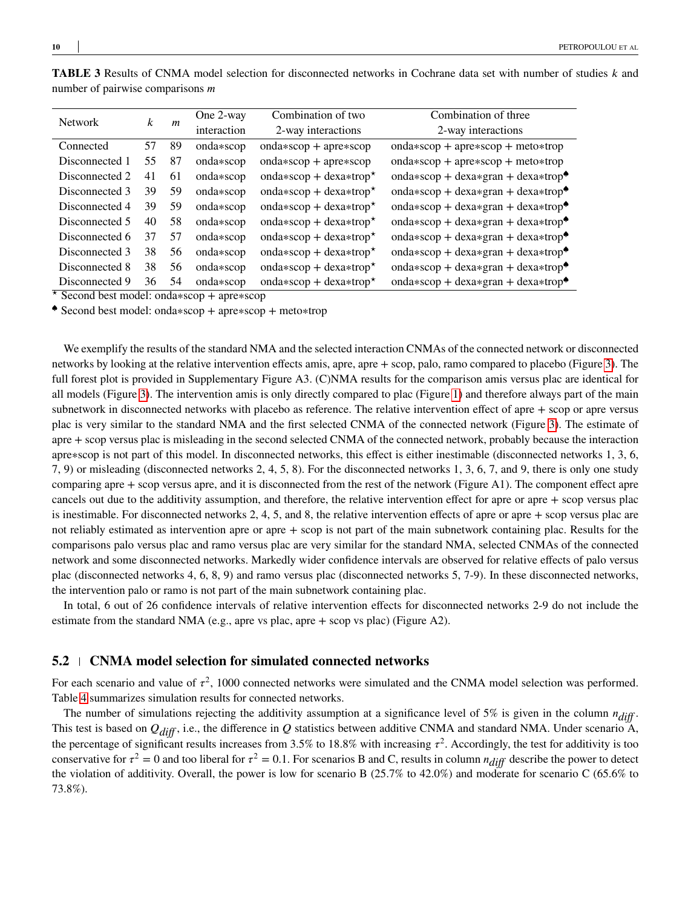**TABLE 3** Results of CNMA model selection for disconnected networks in Cochrane data set with number of studies $k$ and number of pairwise comparisons $m$

| Network | $k$ | $m$ | One 2-way interaction | Combination of two 2-way interactions | Combination of three 2-way interactions |
|---|---|---|---|---|---|
| Connected | 57 | 89 | onda∗scop | onda∗scop + apre∗scop | onda∗scop + apre∗scop + meto∗trop |
| Disconnected 1 | 55 | 87 | onda∗scop | onda∗scop + apre∗scop | onda∗scop + apre∗scop + meto∗trop |
| Disconnected 2 | 41 | 61 | onda∗scop | onda∗scop + dexa∗trop⋆ | onda∗scop + dexa∗gran + dexa∗trop♠ |
| Disconnected 3 | 39 | 59 | onda∗scop | onda∗scop + dexa∗trop⋆ | onda∗scop + dexa∗gran + dexa∗trop♠ |
| Disconnected 4 | 39 | 59 | onda∗scop | onda∗scop + dexa∗trop⋆ | onda∗scop + dexa∗gran + dexa∗trop♠ |
| Disconnected 5 | 40 | 58 | onda∗scop | onda∗scop + dexa∗trop⋆ | onda∗scop + dexa∗gran + dexa∗trop♠ |
| Disconnected 6 | 37 | 57 | onda∗scop | onda∗scop + dexa∗trop⋆ | onda∗scop + dexa∗gran + dexa∗trop♠ |
| Disconnected 3 | 38 | 56 | onda∗scop | onda∗scop + dexa∗trop⋆ | onda∗scop + dexa∗gran + dexa∗trop♠ |
| Disconnected 8 | 38 | 56 | onda∗scop | onda∗scop + dexa∗trop⋆ | onda∗scop + dexa∗gran + dexa∗trop♠ |
| Disconnected 9 | 36 | 54 | onda∗scop | onda∗scop + dexa∗trop⋆ | onda∗scop + dexa∗gran + dexa∗trop♠ |

⋆ Second best model: onda∗scop + apre∗scop

♠ Second best model: onda∗scop + apre∗scop + meto∗trop

We exemplify the results of the standard NMA and the selected interaction CNMAs of the connected network or disconnected networks by looking at the relative intervention effects amis, apre, apre + scop, palo, ramo compared to placebo (Figure 3). The full forest plot is provided in Supplementary Figure A3. (C)NMA results for the comparison amis versus plac are identical for all models (Figure 3). The intervention amis is only directly compared to plac (Figure 1) and therefore always part of the main subnetwork in disconnected networks with placebo as reference. The relative intervention effect of apre + scop or apre versus plac is very similar to the standard NMA and the first selected CNMA of the connected network (Figure 3). The estimate of apre + scop versus plac is misleading in the second selected CNMA of the connected network, probably because the interaction apre∗scop is not part of this model. In disconnected networks, this effect is either inestimable (disconnected networks 1, 3, 6, 7, 9) or misleading (disconnected networks 2, 4, 5, 8). For the disconnected networks 1, 3, 6, 7, and 9, there is only one study comparing apre + scop versus apre, and it is disconnected from the rest of the network (Figure A1). The component effect apre cancels out due to the additivity assumption, and therefore, the relative intervention effect for apre or apre + scop versus plac is inestimable. For disconnected networks 2, 4, 5, and 8, the relative intervention effects of apre or apre + scop versus plac are not reliably estimated as intervention apre or apre + scop is not part of the main subnetwork containing plac. Results for the comparisons palo versus plac and ramo versus plac are very similar for the standard NMA, selected CNMAs of the connected network and some disconnected networks. Markedly wider confidence intervals are observed for relative effects of palo versus plac (disconnected networks 4, 6, 8, 9) and ramo versus plac (disconnected networks 5, 7-9). In these disconnected networks, the intervention palo or ramo is not part of the main subnetwork containing plac.

In total, 6 out of 26 confidence intervals of relative intervention effects for disconnected networks 2-9 do not include the estimate from the standard NMA (e.g., apre vs plac, apre + scop vs plac) (Figure A2).

## 5.2 CNMA model selection for simulated connected networks

For each scenario and value of $\tau^2$, 1000 connected networks were simulated and the CNMA model selection was performed. Table 4 summarizes simulation results for connected networks.

The number of simulations rejecting the additivity assumption at a significance level of 5% is given in the column $n_{diff}$. This test is based on $Q_{diff}$, i.e., the difference in $Q$ statistics between additive CNMA and standard NMA. Under scenario A, the percentage of significant results increases from 3.5% to 18.8% with increasing $\tau^2$. Accordingly, the test for additivity is too conservative for $\tau^2 = 0$ and too liberal for $\tau^2 = 0.1$. For scenarios B and C, results in column $n_{diff}$ describe the power to detect the violation of additivity. Overall, the power is low for scenario B (25.7% to 42.0%) and moderate for scenario C (65.6% to 73.8%).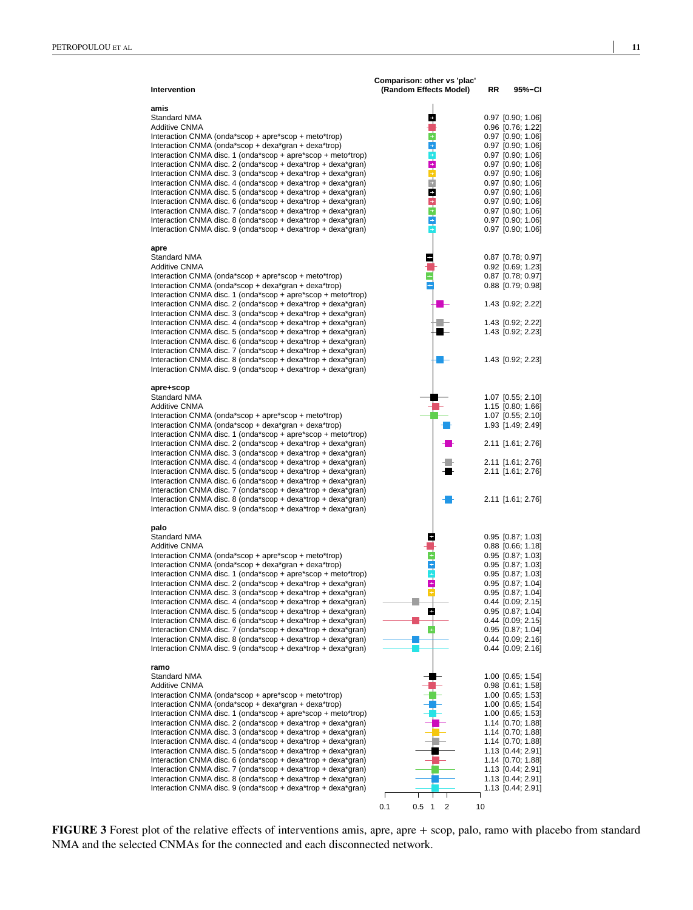| Intervention | RR | 95%-CI |
|---|---|---|
| **amis** | | |
| Standard NMA | 0.97 | [0.90; 1.06] |
| Additive CNMA | 0.96 | [0.76; 1.22] |
| Interaction CNMA (onda*scop + apre*scop + meto*trop) | 0.97 | [0.90; 1.06] |
| Interaction CNMA (onda*scop + dexa*gran + dexa*trop) | 0.97 | [0.90; 1.06] |
| Interaction CNMA disc. 1 (onda*scop + apre*scop + meto*trop) | 0.97 | [0.90; 1.06] |
| Interaction CNMA disc. 2 (onda*scop + dexa*trop + dexa*gran) | 0.97 | [0.90; 1.06] |
| Interaction CNMA disc. 3 (onda*scop + dexa*trop + dexa*gran) | 0.97 | [0.90; 1.06] |
| Interaction CNMA disc. 4 (onda*scop + dexa*trop + dexa*gran) | 0.97 | [0.90; 1.06] |
| Interaction CNMA disc. 5 (onda*scop + dexa*trop + dexa*gran) | 0.97 | [0.90; 1.06] |
| Interaction CNMA disc. 6 (onda*scop + dexa*trop + dexa*gran) | 0.97 | [0.90; 1.06] |
| Interaction CNMA disc. 7 (onda*scop + dexa*trop + dexa*gran) | 0.97 | [0.90; 1.06] |
| Interaction CNMA disc. 8 (onda*scop + dexa*trop + dexa*gran) | 0.97 | [0.90; 1.06] |
| Interaction CNMA disc. 9 (onda*scop + dexa*trop + dexa*gran) | 0.97 | [0.90; 1.06] |
| **apre** | | |
| Standard NMA | 0.87 | [0.78; 0.97] |
| Additive CNMA | 0.92 | [0.69; 1.23] |
| Interaction CNMA (onda*scop + apre*scop + meto*trop) | 0.87 | [0.78; 0.97] |
| Interaction CNMA (onda*scop + dexa*gran + dexa*trop) | 0.88 | [0.79; 0.98] |
| Interaction CNMA disc. 1 (onda*scop + apre*scop + meto*trop) | | |
| Interaction CNMA disc. 2 (onda*scop + dexa*trop + dexa*gran) | 1.43 | [0.92; 2.22] |
| Interaction CNMA disc. 3 (onda*scop + dexa*trop + dexa*gran) | | |
| Interaction CNMA disc. 4 (onda*scop + dexa*trop + dexa*gran) | 1.43 | [0.92; 2.22] |
| Interaction CNMA disc. 5 (onda*scop + dexa*trop + dexa*gran) | 1.43 | [0.92; 2.23] |
| Interaction CNMA disc. 6 (onda*scop + dexa*trop + dexa*gran) | | |
| Interaction CNMA disc. 7 (onda*scop + dexa*trop + dexa*gran) | | |
| Interaction CNMA disc. 8 (onda*scop + dexa*trop + dexa*gran) | 1.43 | [0.92; 2.23] |
| Interaction CNMA disc. 9 (onda*scop + dexa*trop + dexa*gran) | | |
| **apre+scop** | | |
| Standard NMA | 1.07 | [0.55; 2.10] |
| Additive CNMA | 1.15 | [0.80; 1.66] |
| Interaction CNMA (onda*scop + apre*scop + meto*trop) | 1.07 | [0.55; 2.10] |
| Interaction CNMA (onda*scop + dexa*gran + dexa*trop) | 1.93 | [1.49; 2.49] |
| Interaction CNMA disc. 1 (onda*scop + apre*scop + meto*trop) | | |
| Interaction CNMA disc. 2 (onda*scop + dexa*trop + dexa*gran) | 2.11 | [1.61; 2.76] |
| Interaction CNMA disc. 3 (onda*scop + dexa*trop + dexa*gran) | | |
| Interaction CNMA disc. 4 (onda*scop + dexa*trop + dexa*gran) | 2.11 | [1.61; 2.76] |
| Interaction CNMA disc. 5 (onda*scop + dexa*trop + dexa*gran) | 2.11 | [1.61; 2.76] |
| Interaction CNMA disc. 6 (onda*scop + dexa*trop + dexa*gran) | | |
| Interaction CNMA disc. 7 (onda*scop + dexa*trop + dexa*gran) | | |
| Interaction CNMA disc. 8 (onda*scop + dexa*trop + dexa*gran) | 2.11 | [1.61; 2.76] |
| Interaction CNMA disc. 9 (onda*scop + dexa*trop + dexa*gran) | | |
| **palo** | | |
| Standard NMA | 0.95 | [0.87; 1.03] |
| Additive CNMA | 0.88 | [0.66; 1.18] |
| Interaction CNMA (onda*scop + apre*scop + meto*trop) | 0.95 | [0.87; 1.03] |
| Interaction CNMA (onda*scop + dexa*gran + dexa*trop) | 0.95 | [0.87; 1.03] |
| Interaction CNMA disc. 1 (onda*scop + apre*scop + meto*trop) | 0.95 | [0.87; 1.03] |
| Interaction CNMA disc. 2 (onda*scop + dexa*trop + dexa*gran) | 0.95 | [0.87; 1.04] |
| Interaction CNMA disc. 3 (onda*scop + dexa*trop + dexa*gran) | 0.95 | [0.87; 1.04] |
| Interaction CNMA disc. 4 (onda*scop + dexa*trop + dexa*gran) | 0.44 | [0.09; 2.15] |
| Interaction CNMA disc. 5 (onda*scop + dexa*trop + dexa*gran) | 0.95 | [0.87; 1.04] |
| Interaction CNMA disc. 6 (onda*scop + dexa*trop + dexa*gran) | 0.44 | [0.09; 2.15] |
| Interaction CNMA disc. 7 (onda*scop + dexa*trop + dexa*gran) | 0.95 | [0.87; 1.04] |
| Interaction CNMA disc. 8 (onda*scop + dexa*trop + dexa*gran) | 0.44 | [0.09; 2.16] |
| Interaction CNMA disc. 9 (onda*scop + dexa*trop + dexa*gran) | 0.44 | [0.09; 2.16] |
| **ramo** | | |
| Standard NMA | 1.00 | [0.65; 1.54] |
| Additive CNMA | 0.98 | [0.61; 1.58] |
| Interaction CNMA (onda*scop + apre*scop + meto*trop) | 1.00 | [0.65; 1.53] |
| Interaction CNMA (onda*scop + dexa*gran + dexa*trop) | 1.00 | [0.65; 1.54] |
| Interaction CNMA disc. 1 (onda*scop + apre*scop + meto*trop) | 1.00 | [0.65; 1.53] |
| Interaction CNMA disc. 2 (onda*scop + dexa*trop + dexa*gran) | 1.14 | [0.70; 1.88] |
| Interaction CNMA disc. 3 (onda*scop + dexa*trop + dexa*gran) | 1.14 | [0.70; 1.88] |
| Interaction CNMA disc. 4 (onda*scop + dexa*trop + dexa*gran) | 1.14 | [0.70; 1.88] |
| Interaction CNMA disc. 5 (onda*scop + dexa*trop + dexa*gran) | 1.13 | [0.44; 2.91] |
| Interaction CNMA disc. 6 (onda*scop + dexa*trop + dexa*gran) | 1.14 | [0.70; 1.88] |
| Interaction CNMA disc. 7 (onda*scop + dexa*trop + dexa*gran) | 1.13 | [0.44; 2.91] |
| Interaction CNMA disc. 8 (onda*scop + dexa*trop + dexa*gran) | 1.13 | [0.44; 2.91] |
| Interaction CNMA disc. 9 (onda*scop + dexa*trop + dexa*gran) | 1.13 | [0.44; 2.91] |

Comparison: other vs 'plac' (Random Effects Model)

**FIGURE 3** Forest plot of the relative effects of interventions amis, apre, apre + scop, palo, ramo with placebo from standard NMA and the selected CNMAs for the connected and each disconnected network.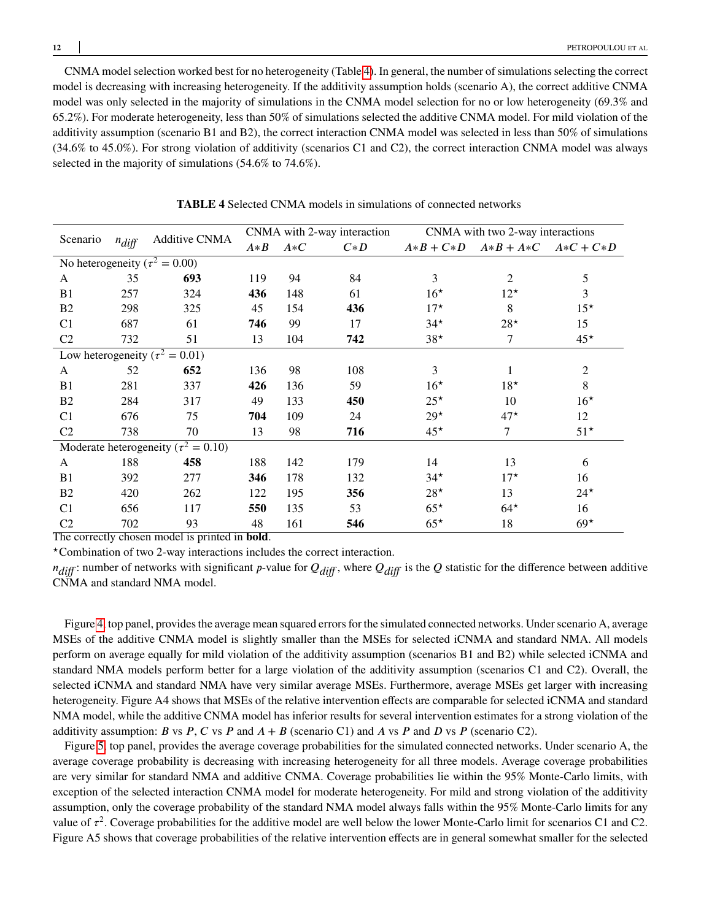CNMA model selection worked best for no heterogeneity (Table 4). In general, the number of simulations selecting the correct model is decreasing with increasing heterogeneity. If the additivity assumption holds (scenario A), the correct additive CNMA model was only selected in the majority of simulations in the CNMA model selection for no or low heterogeneity (69.3% and 65.2%). For moderate heterogeneity, less than 50% of simulations selected the additive CNMA model. For mild violation of the additivity assumption (scenario B1 and B2), the correct interaction CNMA model was selected in less than 50% of simulations (34.6% to 45.0%). For strong violation of additivity (scenarios C1 and C2), the correct interaction CNMA model was always selected in the majority of simulations (54.6% to 74.6%).

**TABLE 4** Selected CNMA models in simulations of connected networks

| Scenario | $n_{diff}$ | Additive CNMA | CNMA with 2-way interaction | | | CNMA with two 2-way interactions | | |
|---|---|---|---|---|---|---|---|---|
| | | | $A{*}B$ | $A{*}C$ | $C{*}D$ | $A{*}B + C{*}D$ | $A{*}B + A{*}C$ | $A{*}C + C{*}D$ |
| No heterogeneity ($\tau^2 = 0.00$) | | | | | | | | |
| A | 35 | **693** | 119 | 94 | 84 | 3 | 2 | 5 |
| B1 | 257 | 324 | **436** | 148 | 61 | 16⋆ | 12⋆ | 3 |
| B2 | 298 | 325 | 45 | 154 | **436** | 17⋆ | 8 | 15⋆ |
| C1 | 687 | 61 | **746** | 99 | 17 | 34⋆ | 28⋆ | 15 |
| C2 | 732 | 51 | 13 | 104 | **742** | 38⋆ | 7 | 45⋆ |
| Low heterogeneity ($\tau^2 = 0.01$) | | | | | | | | |
| A | 52 | **652** | 136 | 98 | 108 | 3 | 1 | 2 |
| B1 | 281 | 337 | **426** | 136 | 59 | 16⋆ | 18⋆ | 8 |
| B2 | 284 | 317 | 49 | 133 | **450** | 25⋆ | 10 | 16⋆ |
| C1 | 676 | 75 | **704** | 109 | 24 | 29⋆ | 47⋆ | 12 |
| C2 | 738 | 70 | 13 | 98 | **716** | 45⋆ | 7 | 51⋆ |
| Moderate heterogeneity ($\tau^2 = 0.10$) | | | | | | | | |
| A | 188 | **458** | 188 | 142 | 179 | 14 | 13 | 6 |
| B1 | 392 | 277 | **346** | 178 | 132 | 34⋆ | 17⋆ | 16 |
| B2 | 420 | 262 | 122 | 195 | **356** | 28⋆ | 13 | 24⋆ |
| C1 | 656 | 117 | **550** | 135 | 53 | 65⋆ | 64⋆ | 16 |
| C2 | 702 | 93 | 48 | 161 | **546** | 65⋆ | 18 | 69⋆ |

The correctly chosen model is printed in **bold**.

⋆Combination of two 2-way interactions includes the correct interaction.

$n_{diff}$: number of networks with significant $p$-value for $Q_{diff}$, where $Q_{diff}$ is the $Q$ statistic for the difference between additive CNMA and standard NMA model.

Figure 4, top panel, provides the average mean squared errors for the simulated connected networks. Under scenario A, average MSEs of the additive CNMA model is slightly smaller than the MSEs for selected iCNMA and standard NMA. All models perform on average equally for mild violation of the additivity assumption (scenarios B1 and B2) while selected iCNMA and standard NMA models perform better for a large violation of the additivity assumption (scenarios C1 and C2). Overall, the selected iCNMA and standard NMA have very similar average MSEs. Furthermore, average MSEs get larger with increasing heterogeneity. Figure A4 shows that MSEs of the relative intervention effects are comparable for selected iCNMA and standard NMA model, while the additive CNMA model has inferior results for several intervention estimates for a strong violation of the additivity assumption: *B* vs *P*, *C* vs *P* and *A* + *B* (scenario C1) and *A* vs *P* and *D* vs *P* (scenario C2).

Figure 5, top panel, provides the average coverage probabilities for the simulated connected networks. Under scenario A, the average coverage probability is decreasing with increasing heterogeneity for all three models. Average coverage probabilities are very similar for standard NMA and additive CNMA. Coverage probabilities lie within the 95% Monte-Carlo limits, with exception of the selected interaction CNMA model for moderate heterogeneity. For mild and strong violation of the additivity assumption, only the coverage probability of the standard NMA model always falls within the 95% Monte-Carlo limits for any value of $\tau^2$. Coverage probabilities for the additive model are well below the lower Monte-Carlo limit for scenarios C1 and C2. Figure A5 shows that coverage probabilities of the relative intervention effects are in general somewhat smaller for the selected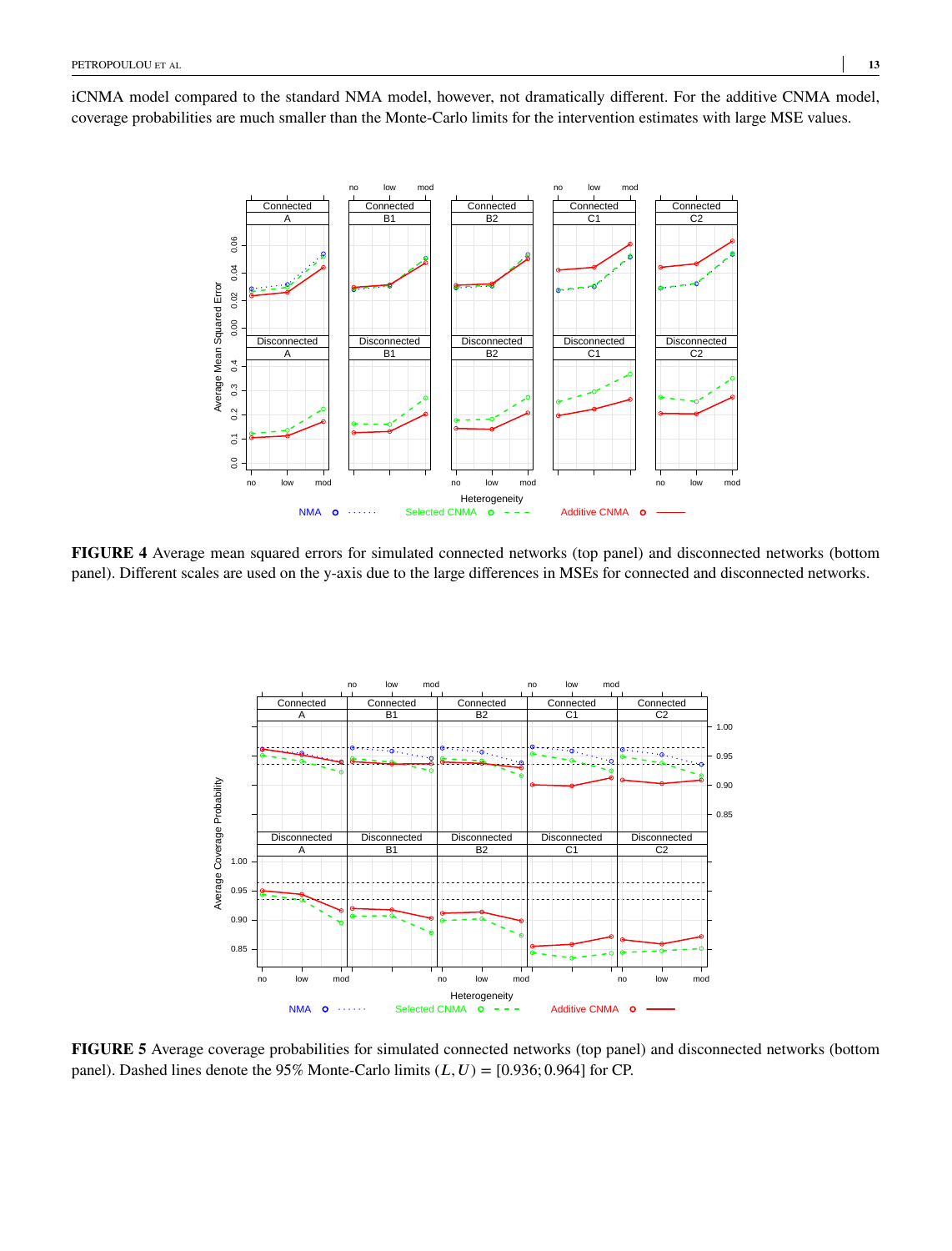iCNMA model compared to the standard NMA model, however, not dramatically different. For the additive CNMA model, coverage probabilities are much smaller than the Monte-Carlo limits for the intervention estimates with large MSE values.

**FIGURE 4** Average mean squared errors for simulated connected networks (top panel) and disconnected networks (bottom panel). Different scales are used on the y-axis due to the large differences in MSEs for connected and disconnected networks.

**FIGURE 5** Average coverage probabilities for simulated connected networks (top panel) and disconnected networks (bottom panel). Dashed lines denote the 95% Monte-Carlo limits $(L, U) = [0.936; 0.964]$ for CP.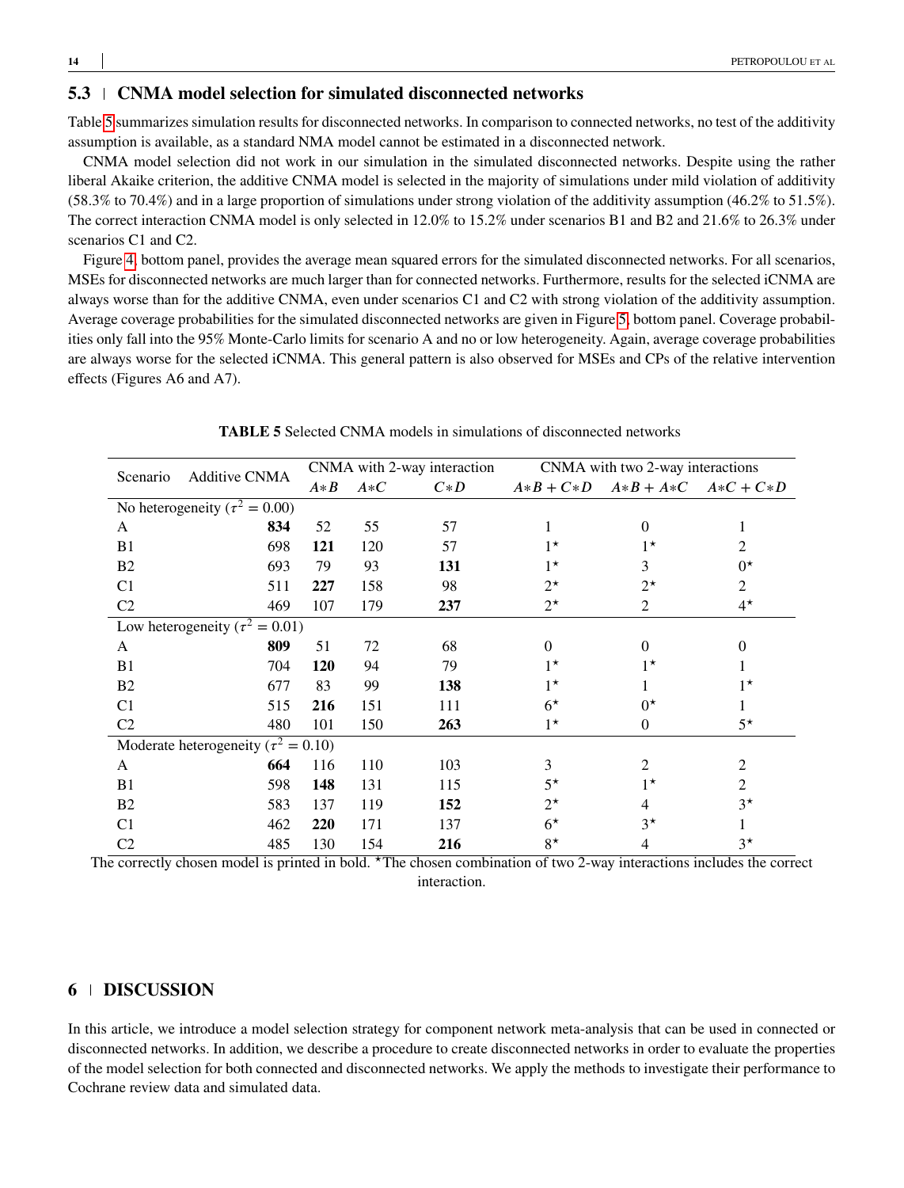## 5.3 | CNMA model selection for simulated disconnected networks

Table 5 summarizes simulation results for disconnected networks. In comparison to connected networks, no test of the additivity assumption is available, as a standard NMA model cannot be estimated in a disconnected network.

CNMA model selection did not work in our simulation in the simulated disconnected networks. Despite using the rather liberal Akaike criterion, the additive CNMA model is selected in the majority of simulations under mild violation of additivity (58.3% to 70.4%) and in a large proportion of simulations under strong violation of the additivity assumption (46.2% to 51.5%). The correct interaction CNMA model is only selected in 12.0% to 15.2% under scenarios B1 and B2 and 21.6% to 26.3% under scenarios C1 and C2.

Figure 4, bottom panel, provides the average mean squared errors for the simulated disconnected networks. For all scenarios, MSEs for disconnected networks are much larger than for connected networks. Furthermore, results for the selected iCNMA are always worse than for the additive CNMA, even under scenarios C1 and C2 with strong violation of the additivity assumption. Average coverage probabilities for the simulated disconnected networks are given in Figure 5, bottom panel. Coverage probabilities only fall into the 95% Monte-Carlo limits for scenario A and no or low heterogeneity. Again, average coverage probabilities are always worse for the selected iCNMA. This general pattern is also observed for MSEs and CPs of the relative intervention effects (Figures A6 and A7).

**TABLE 5** Selected CNMA models in simulations of disconnected networks

| Scenario | Additive CNMA | CNMA with 2-way interaction | | | CNMA with two 2-way interactions | | |
|---|---|---|---|---|---|---|---|
| | | $A{*}B$ | $A{*}C$ | $C{*}D$ | $A{*}B + C{*}D$ | $A{*}B + A{*}C$ | $A{*}C + C{*}D$ |
| No heterogeneity ($\tau^2 = 0.00$) | | | | | | | |
| A | **834** | 52 | 55 | 57 | 1 | 0 | 1 |
| B1 | 698 | **121** | 120 | 57 | $1^\star$ | $1^\star$ | 2 |
| B2 | 693 | 79 | 93 | **131** | $1^\star$ | 3 | $0^\star$ |
| C1 | 511 | **227** | 158 | 98 | $2^\star$ | $2^\star$ | 2 |
| C2 | 469 | 107 | 179 | **237** | $2^\star$ | 2 | $4^\star$ |
| Low heterogeneity ($\tau^2 = 0.01$) | | | | | | | |
| A | **809** | 51 | 72 | 68 | 0 | 0 | 0 |
| B1 | 704 | **120** | 94 | 79 | $1^\star$ | $1^\star$ | 1 |
| B2 | 677 | 83 | 99 | **138** | $1^\star$ | 1 | $1^\star$ |
| C1 | 515 | **216** | 151 | 111 | $6^\star$ | $0^\star$ | 1 |
| C2 | 480 | 101 | 150 | **263** | $1^\star$ | 0 | $5^\star$ |
| Moderate heterogeneity ($\tau^2 = 0.10$) | | | | | | | |
| A | **664** | 116 | 110 | 103 | 3 | 2 | 2 |
| B1 | 598 | **148** | 131 | 115 | $5^\star$ | $1^\star$ | 2 |
| B2 | 583 | 137 | 119 | **152** | $2^\star$ | 4 | $3^\star$ |
| C1 | 462 | **220** | 171 | 137 | $6^\star$ | $3^\star$ | 1 |
| C2 | 485 | 130 | 154 | **216** | $8^\star$ | 4 | $3^\star$ |

The correctly chosen model is printed in bold. $^\star$The chosen combination of two 2-way interactions includes the correct interaction.

# 6 | DISCUSSION

In this article, we introduce a model selection strategy for component network meta-analysis that can be used in connected or disconnected networks. In addition, we describe a procedure to create disconnected networks in order to evaluate the properties of the model selection for both connected and disconnected networks. We apply the methods to investigate their performance to Cochrane review data and simulated data.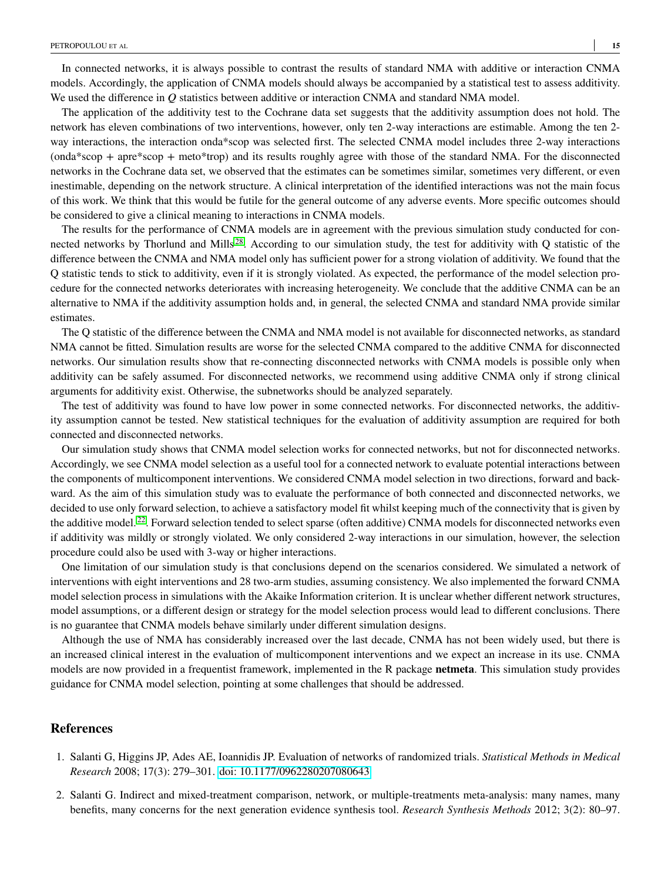In connected networks, it is always possible to contrast the results of standard NMA with additive or interaction CNMA models. Accordingly, the application of CNMA models should always be accompanied by a statistical test to assess additivity. We used the difference in $Q$ statistics between additive or interaction CNMA and standard NMA model.

The application of the additivity test to the Cochrane data set suggests that the additivity assumption does not hold. The network has eleven combinations of two interventions, however, only ten 2-way interactions are estimable. Among the ten 2-way interactions, the interaction onda*scop was selected first. The selected CNMA model includes three 2-way interactions (onda*scop + apre*scop + meto*trop) and its results roughly agree with those of the standard NMA. For the disconnected networks in the Cochrane data set, we observed that the estimates can be sometimes similar, sometimes very different, or even inestimable, depending on the network structure. A clinical interpretation of the identified interactions was not the main focus of this work. We think that this would be futile for the general outcome of any adverse events. More specific outcomes should be considered to give a clinical meaning to interactions in CNMA models.

The results for the performance of CNMA models are in agreement with the previous simulation study conducted for connected networks by Thorlund and Mills[28]. According to our simulation study, the test for additivity with Q statistic of the difference between the CNMA and NMA model only has sufficient power for a strong violation of additivity. We found that the Q statistic tends to stick to additivity, even if it is strongly violated. As expected, the performance of the model selection procedure for the connected networks deteriorates with increasing heterogeneity. We conclude that the additive CNMA can be an alternative to NMA if the additivity assumption holds and, in general, the selected CNMA and standard NMA provide similar estimates.

The Q statistic of the difference between the CNMA and NMA model is not available for disconnected networks, as standard NMA cannot be fitted. Simulation results are worse for the selected CNMA compared to the additive CNMA for disconnected networks. Our simulation results show that re-connecting disconnected networks with CNMA models is possible only when additivity can be safely assumed. For disconnected networks, we recommend using additive CNMA only if strong clinical arguments for additivity exist. Otherwise, the subnetworks should be analyzed separately.

The test of additivity was found to have low power in some connected networks. For disconnected networks, the additivity assumption cannot be tested. New statistical techniques for the evaluation of additivity assumption are required for both connected and disconnected networks.

Our simulation study shows that CNMA model selection works for connected networks, but not for disconnected networks. Accordingly, we see CNMA model selection as a useful tool for a connected network to evaluate potential interactions between the components of multicomponent interventions. We considered CNMA model selection in two directions, forward and backward. As the aim of this simulation study was to evaluate the performance of both connected and disconnected networks, we decided to use only forward selection, to achieve a satisfactory model fit whilst keeping much of the connectivity that is given by the additive model.[22]. Forward selection tended to select sparse (often additive) CNMA models for disconnected networks even if additivity was mildly or strongly violated. We only considered 2-way interactions in our simulation, however, the selection procedure could also be used with 3-way or higher interactions.

One limitation of our simulation study is that conclusions depend on the scenarios considered. We simulated a network of interventions with eight interventions and 28 two-arm studies, assuming consistency. We also implemented the forward CNMA model selection process in simulations with the Akaike Information criterion. It is unclear whether different network structures, model assumptions, or a different design or strategy for the model selection process would lead to different conclusions. There is no guarantee that CNMA models behave similarly under different simulation designs.

Although the use of NMA has considerably increased over the last decade, CNMA has not been widely used, but there is an increased clinical interest in the evaluation of multicomponent interventions and we expect an increase in its use. CNMA models are now provided in a frequentist framework, implemented in the R package **netmeta**. This simulation study provides guidance for CNMA model selection, pointing at some challenges that should be addressed.

## References

1. Salanti G, Higgins JP, Ades AE, Ioannidis JP. Evaluation of networks of randomized trials. *Statistical Methods in Medical Research* 2008; 17(3): 279–301. doi: 10.1177/0962280207080643

2. Salanti G. Indirect and mixed-treatment comparison, network, or multiple-treatments meta-analysis: many names, many benefits, many concerns for the next generation evidence synthesis tool. *Research Synthesis Methods* 2012; 3(2): 80–97.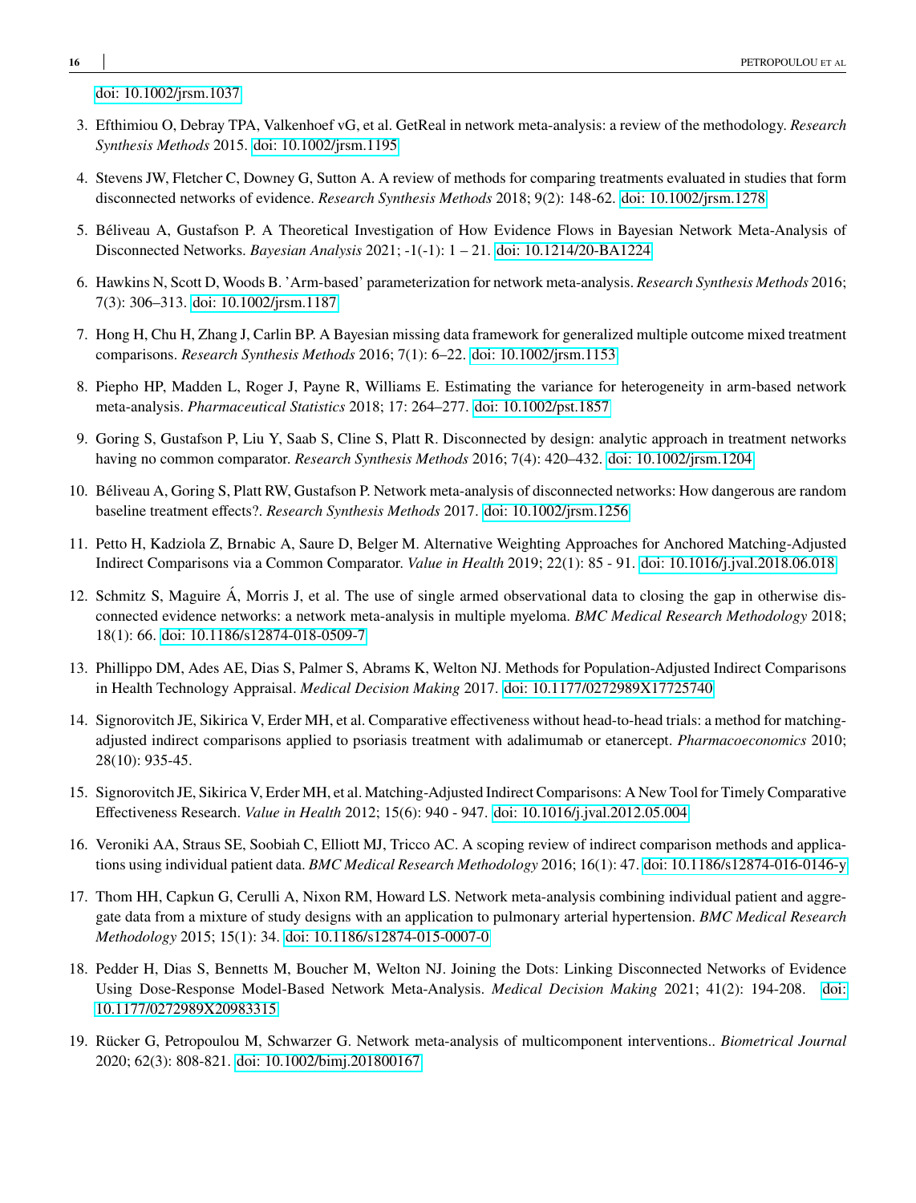doi: 10.1002/jrsm.1037

3. Efthimiou O, Debray TPA, Valkenhoef vG, et al. GetReal in network meta-analysis: a review of the methodology. *Research Synthesis Methods* 2015. doi: 10.1002/jrsm.1195
4. Stevens JW, Fletcher C, Downey G, Sutton A. A review of methods for comparing treatments evaluated in studies that form disconnected networks of evidence. *Research Synthesis Methods* 2018; 9(2): 148-62. doi: 10.1002/jrsm.1278
5. Béliveau A, Gustafson P. A Theoretical Investigation of How Evidence Flows in Bayesian Network Meta-Analysis of Disconnected Networks. *Bayesian Analysis* 2021; -1(-1): 1 – 21. doi: 10.1214/20-BA1224
6. Hawkins N, Scott D, Woods B. 'Arm-based' parameterization for network meta-analysis. *Research Synthesis Methods* 2016; 7(3): 306–313. doi: 10.1002/jrsm.1187
7. Hong H, Chu H, Zhang J, Carlin BP. A Bayesian missing data framework for generalized multiple outcome mixed treatment comparisons. *Research Synthesis Methods* 2016; 7(1): 6–22. doi: 10.1002/jrsm.1153
8. Piepho HP, Madden L, Roger J, Payne R, Williams E. Estimating the variance for heterogeneity in arm-based network meta-analysis. *Pharmaceutical Statistics* 2018; 17: 264–277. doi: 10.1002/pst.1857
9. Goring S, Gustafson P, Liu Y, Saab S, Cline S, Platt R. Disconnected by design: analytic approach in treatment networks having no common comparator. *Research Synthesis Methods* 2016; 7(4): 420–432. doi: 10.1002/jrsm.1204
10. Béliveau A, Goring S, Platt RW, Gustafson P. Network meta-analysis of disconnected networks: How dangerous are random baseline treatment effects?. *Research Synthesis Methods* 2017. doi: 10.1002/jrsm.1256
11. Petto H, Kadziola Z, Brnabic A, Saure D, Belger M. Alternative Weighting Approaches for Anchored Matching-Adjusted Indirect Comparisons via a Common Comparator. *Value in Health* 2019; 22(1): 85 - 91. doi: 10.1016/j.jval.2018.06.018
12. Schmitz S, Maguire Á, Morris J, et al. The use of single armed observational data to closing the gap in otherwise disconnected evidence networks: a network meta-analysis in multiple myeloma. *BMC Medical Research Methodology* 2018; 18(1): 66. doi: 10.1186/s12874-018-0509-7
13. Phillippo DM, Ades AE, Dias S, Palmer S, Abrams K, Welton NJ. Methods for Population-Adjusted Indirect Comparisons in Health Technology Appraisal. *Medical Decision Making* 2017. doi: 10.1177/0272989X17725740
14. Signorovitch JE, Sikirica V, Erder MH, et al. Comparative effectiveness without head-to-head trials: a method for matching-adjusted indirect comparisons applied to psoriasis treatment with adalimumab or etanercept. *Pharmacoeconomics* 2010; 28(10): 935-45.
15. Signorovitch JE, Sikirica V, Erder MH, et al. Matching-Adjusted Indirect Comparisons: A New Tool for Timely Comparative Effectiveness Research. *Value in Health* 2012; 15(6): 940 - 947. doi: 10.1016/j.jval.2012.05.004
16. Veroniki AA, Straus SE, Soobiah C, Elliott MJ, Tricco AC. A scoping review of indirect comparison methods and applications using individual patient data. *BMC Medical Research Methodology* 2016; 16(1): 47. doi: 10.1186/s12874-016-0146-y
17. Thom HH, Capkun G, Cerulli A, Nixon RM, Howard LS. Network meta-analysis combining individual patient and aggregate data from a mixture of study designs with an application to pulmonary arterial hypertension. *BMC Medical Research Methodology* 2015; 15(1): 34. doi: 10.1186/s12874-015-0007-0
18. Pedder H, Dias S, Bennetts M, Boucher M, Welton NJ. Joining the Dots: Linking Disconnected Networks of Evidence Using Dose-Response Model-Based Network Meta-Analysis. *Medical Decision Making* 2021; 41(2): 194-208. doi: 10.1177/0272989X20983315
19. Rücker G, Petropoulou M, Schwarzer G. Network meta-analysis of multicomponent interventions.. *Biometrical Journal* 2020; 62(3): 808-821. doi: 10.1002/bimj.201800167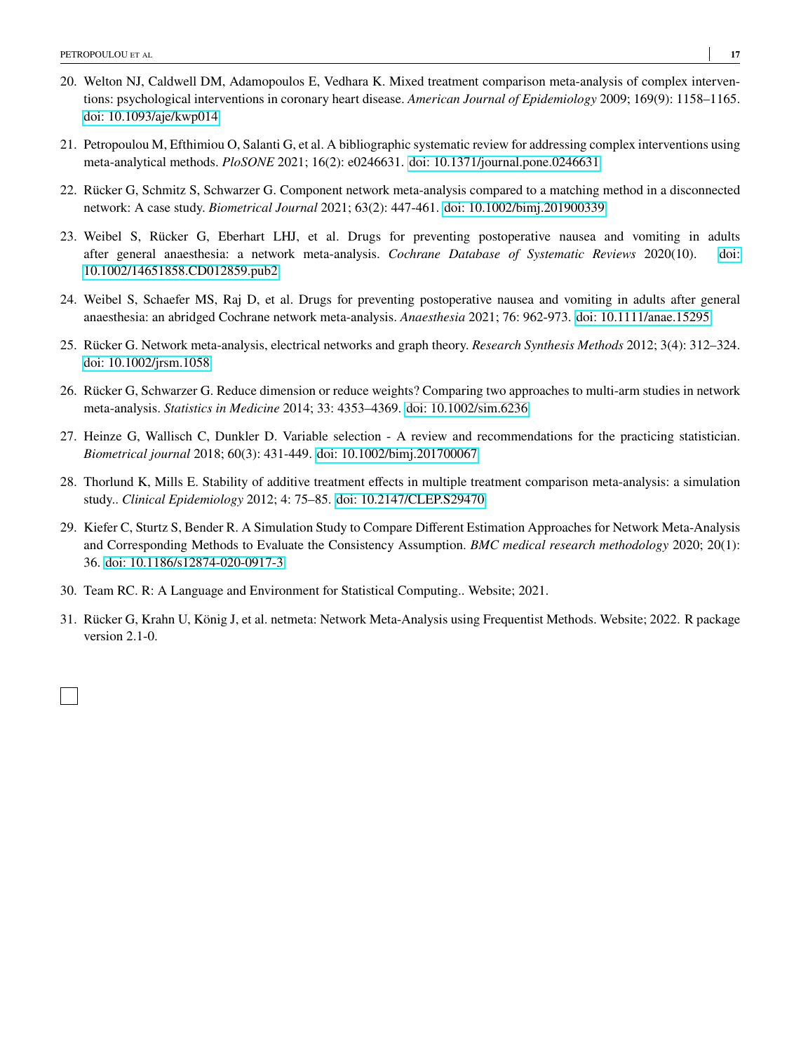20. Welton NJ, Caldwell DM, Adamopoulos E, Vedhara K. Mixed treatment comparison meta-analysis of complex interventions: psychological interventions in coronary heart disease. *American Journal of Epidemiology* 2009; 169(9): 1158–1165. doi: 10.1093/aje/kwp014

21. Petropoulou M, Efthimiou O, Salanti G, et al. A bibliographic systematic review for addressing complex interventions using meta-analytical methods. *PloSONE* 2021; 16(2): e0246631. doi: 10.1371/journal.pone.0246631

22. Rücker G, Schmitz S, Schwarzer G. Component network meta-analysis compared to a matching method in a disconnected network: A case study. *Biometrical Journal* 2021; 63(2): 447-461. doi: 10.1002/bimj.201900339

23. Weibel S, Rücker G, Eberhart LHJ, et al. Drugs for preventing postoperative nausea and vomiting in adults after general anaesthesia: a network meta-analysis. *Cochrane Database of Systematic Reviews* 2020(10). doi: 10.1002/14651858.CD012859.pub2

24. Weibel S, Schaefer MS, Raj D, et al. Drugs for preventing postoperative nausea and vomiting in adults after general anaesthesia: an abridged Cochrane network meta-analysis. *Anaesthesia* 2021; 76: 962-973. doi: 10.1111/anae.15295

25. Rücker G. Network meta-analysis, electrical networks and graph theory. *Research Synthesis Methods* 2012; 3(4): 312–324. doi: 10.1002/jrsm.1058

26. Rücker G, Schwarzer G. Reduce dimension or reduce weights? Comparing two approaches to multi-arm studies in network meta-analysis. *Statistics in Medicine* 2014; 33: 4353–4369. doi: 10.1002/sim.6236

27. Heinze G, Wallisch C, Dunkler D. Variable selection - A review and recommendations for the practicing statistician. *Biometrical journal* 2018; 60(3): 431-449. doi: 10.1002/bimj.201700067

28. Thorlund K, Mills E. Stability of additive treatment effects in multiple treatment comparison meta-analysis: a simulation study.. *Clinical Epidemiology* 2012; 4: 75–85. doi: 10.2147/CLEP.S29470

29. Kiefer C, Sturtz S, Bender R. A Simulation Study to Compare Different Estimation Approaches for Network Meta-Analysis and Corresponding Methods to Evaluate the Consistency Assumption. *BMC medical research methodology* 2020; 20(1): 36. doi: 10.1186/s12874-020-0917-3

30. Team RC. R: A Language and Environment for Statistical Computing.. Website; 2021.

31. Rücker G, Krahn U, König J, et al. netmeta: Network Meta-Analysis using Frequentist Methods. Website; 2022. R package version 2.1-0.